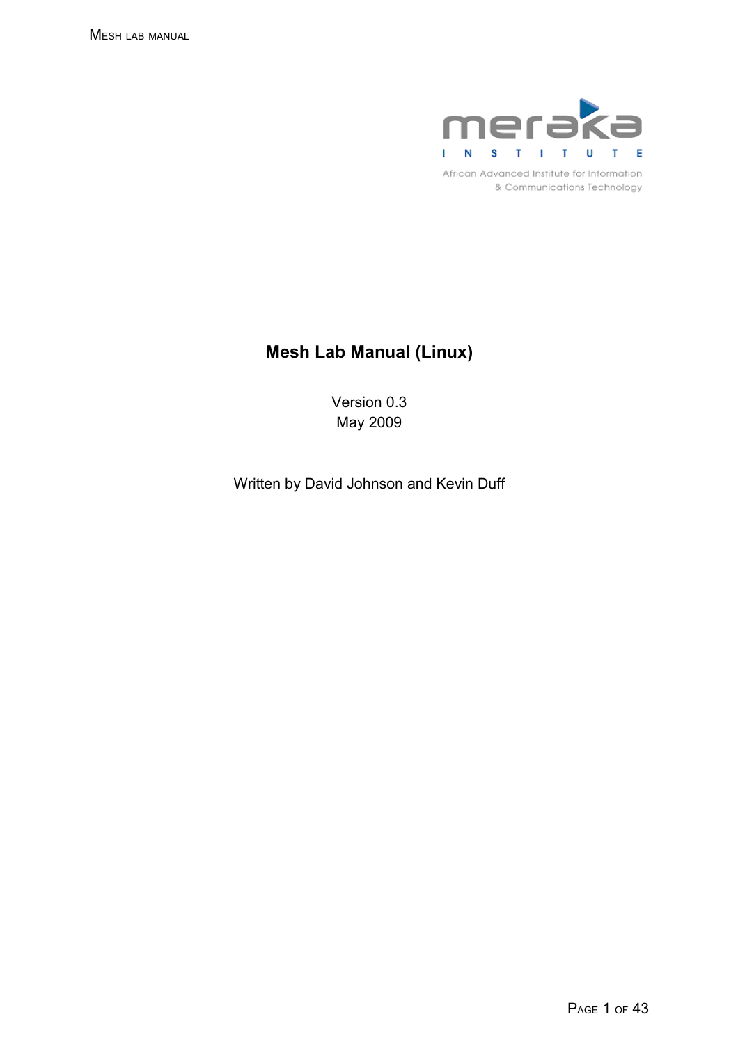meraka INSTITUTE

African Advanced Institute for Information & Communications Technology

# Mesh Lab Manual (Linux)

Version 0.3
May 2009

Written by David Johnson and Kevin Duff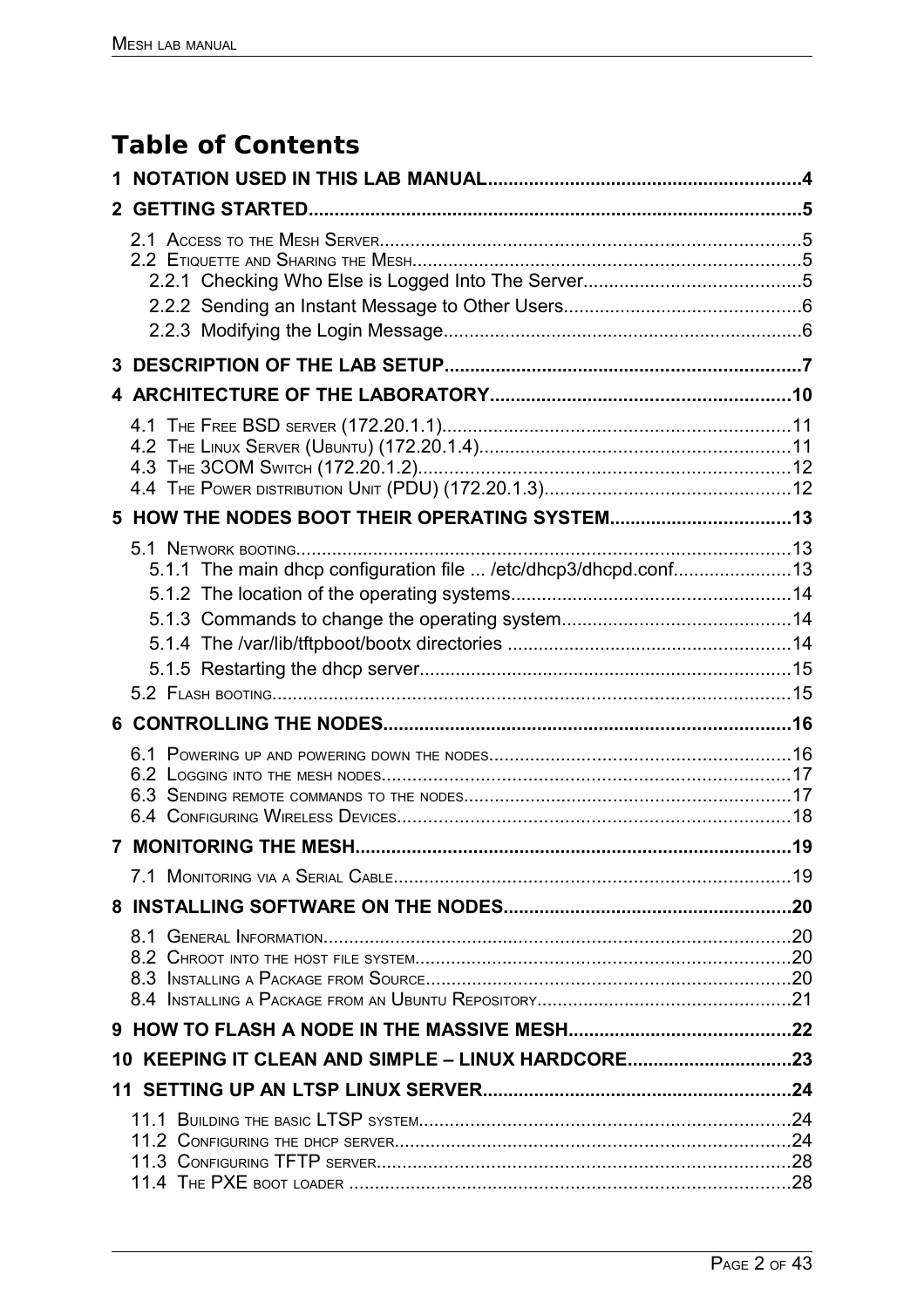# Table of Contents

**1 NOTATION USED IN THIS LAB MANUAL....4**

**2 GETTING STARTED....5**

- 2.1 Access to the Mesh Server....5
- 2.2 Etiquette and Sharing the Mesh....5
  - 2.2.1 Checking Who Else is Logged Into The Server....5
  - 2.2.2 Sending an Instant Message to Other Users....6
  - 2.2.3 Modifying the Login Message....6

**3 DESCRIPTION OF THE LAB SETUP....7**

**4 ARCHITECTURE OF THE LABORATORY....10**

- 4.1 The Free BSD server (172.20.1.1)....11
- 4.2 The Linux Server (Ubuntu) (172.20.1.4)....11
- 4.3 The 3COM Switch (172.20.1.2)....12
- 4.4 The Power distribution Unit (PDU) (172.20.1.3)....12

**5 HOW THE NODES BOOT THEIR OPERATING SYSTEM....13**

- 5.1 Network booting....13
  - 5.1.1 The main dhcp configuration file ... /etc/dhcp3/dhcpd.conf....13
  - 5.1.2 The location of the operating systems....14
  - 5.1.3 Commands to change the operating system....14
  - 5.1.4 The /var/lib/tftpboot/bootx directories ....14
  - 5.1.5 Restarting the dhcp server....15
- 5.2 Flash booting....15

**6 CONTROLLING THE NODES....16**

- 6.1 Powering up and powering down the nodes....16
- 6.2 Logging into the mesh nodes....17
- 6.3 Sending remote commands to the nodes....17
- 6.4 Configuring Wireless Devices....18

**7 MONITORING THE MESH....19**

- 7.1 Monitoring via a Serial Cable....19

**8 INSTALLING SOFTWARE ON THE NODES....20**

- 8.1 General Information....20
- 8.2 Chroot into the host file system....20
- 8.3 Installing a Package from Source....20
- 8.4 Installing a Package from an Ubuntu Repository....21

**9 HOW TO FLASH A NODE IN THE MASSIVE MESH....22**

**10 KEEPING IT CLEAN AND SIMPLE – LINUX HARDCORE....23**

**11 SETTING UP AN LTSP LINUX SERVER....24**

- 11.1 Building the basic LTSP system....24
- 11.2 Configuring the dhcp server....24
- 11.3 Configuring TFTP server....28
- 11.4 The PXE boot loader ....28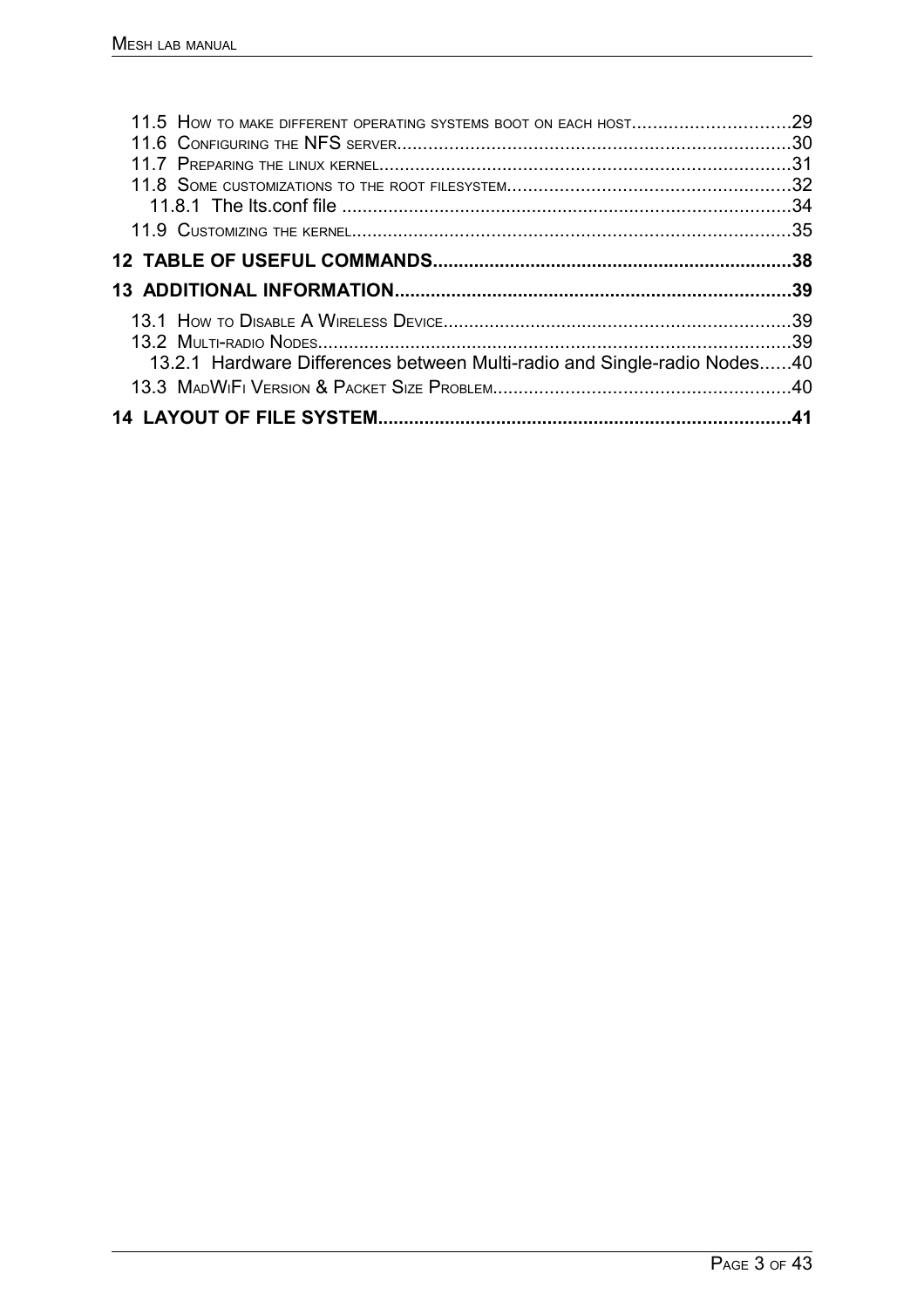11.5 How to make different operating systems boot on each host.............................29
11.6 Configuring the NFS server..........................................................................30
11.7 Preparing the linux kernel.............................................................................31
11.8 Some customizations to the root filesystem.....................................................32
11.8.1 The lts.conf file .....................................................................................34
11.9 Customizing the kernel..................................................................................35

**12 TABLE OF USEFUL COMMANDS.....................................................................38**

**13 ADDITIONAL INFORMATION............................................................................39**

13.1 How to Disable A Wireless Device..................................................................39
13.2 Multi-radio Nodes..........................................................................................39
13.2.1 Hardware Differences between Multi-radio and Single-radio Nodes......40
13.3 MadWiFi Version & Packet Size Problem.........................................................40

**14 LAYOUT OF FILE SYSTEM...............................................................................41**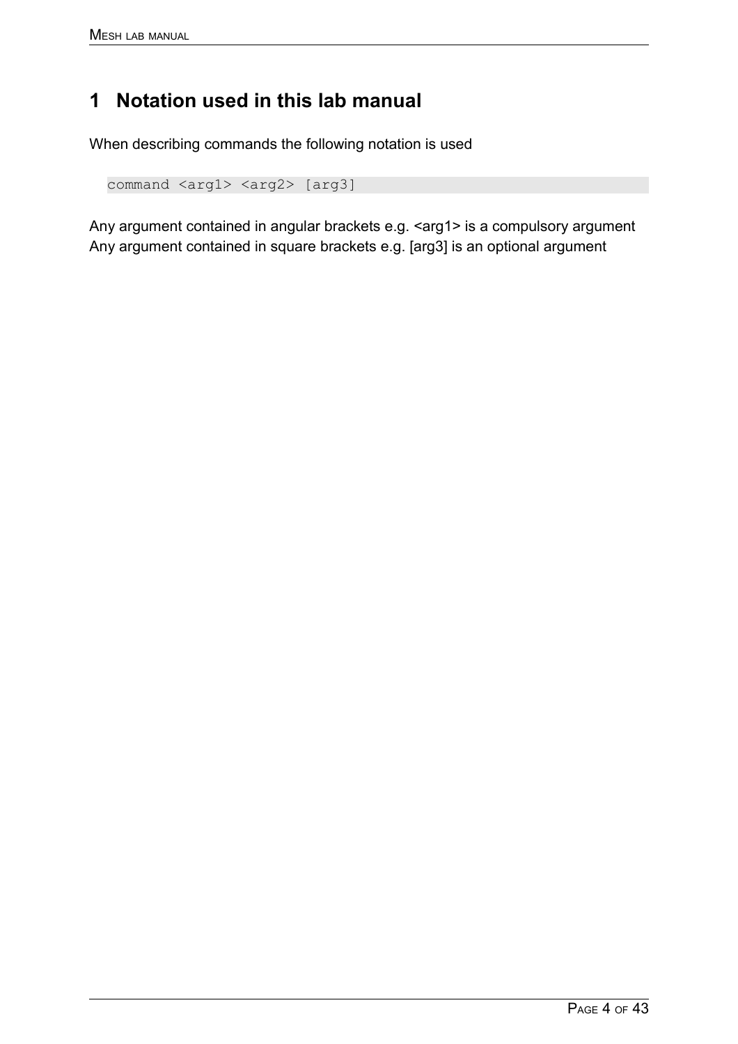# 1 Notation used in this lab manual

When describing commands the following notation is used

```
command <arg1> <arg2> [arg3]
```

Any argument contained in angular brackets e.g. <arg1> is a compulsory argument
Any argument contained in square brackets e.g. [arg3] is an optional argument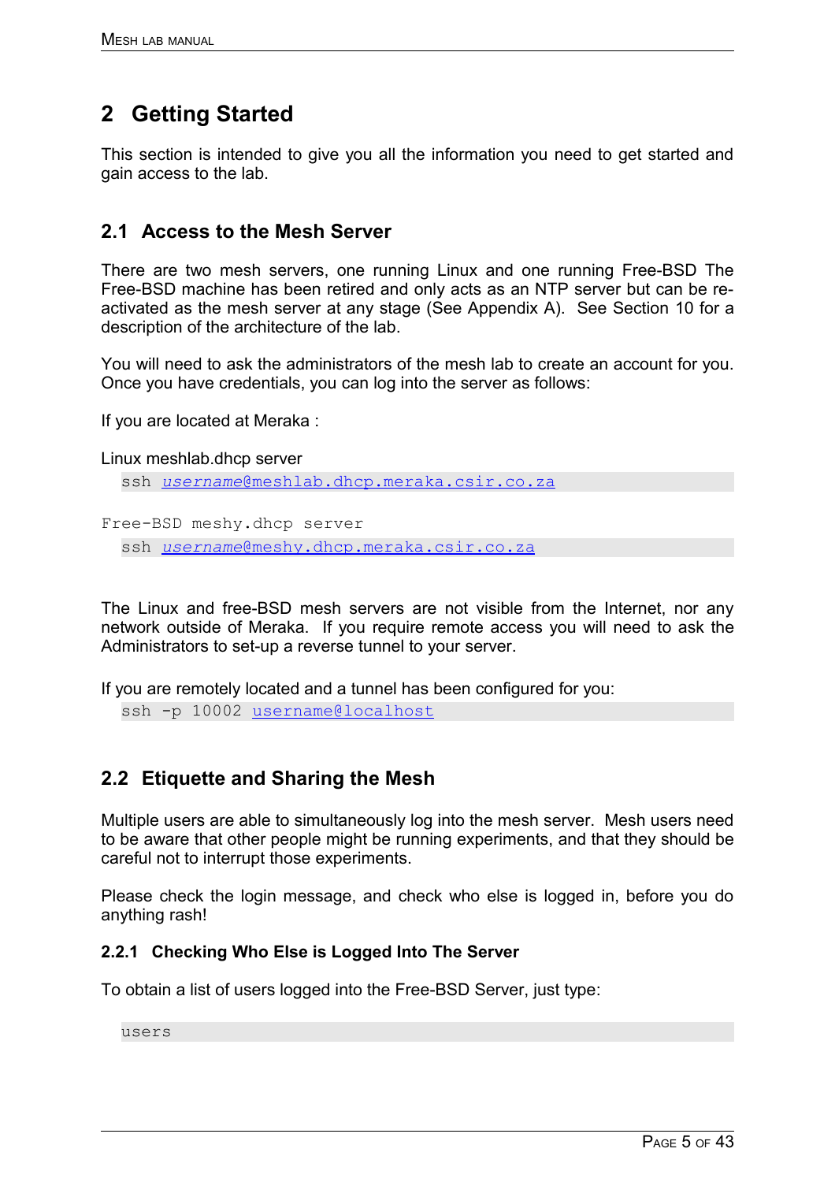# 2 Getting Started

This section is intended to give you all the information you need to get started and gain access to the lab.

## 2.1 Access to the Mesh Server

There are two mesh servers, one running Linux and one running Free-BSD The Free-BSD machine has been retired and only acts as an NTP server but can be re-activated as the mesh server at any stage (See Appendix A). See Section 10 for a description of the architecture of the lab.

You will need to ask the administrators of the mesh lab to create an account for you. Once you have credentials, you can log into the server as follows:

If you are located at Meraka :

Linux meshlab.dhcp server

```
ssh username@meshlab.dhcp.meraka.csir.co.za
```

Free-BSD meshy.dhcp server

```
ssh username@meshy.dhcp.meraka.csir.co.za
```

The Linux and free-BSD mesh servers are not visible from the Internet, nor any network outside of Meraka. If you require remote access you will need to ask the Administrators to set-up a reverse tunnel to your server.

If you are remotely located and a tunnel has been configured for you:

```
ssh -p 10002 username@localhost
```

## 2.2 Etiquette and Sharing the Mesh

Multiple users are able to simultaneously log into the mesh server. Mesh users need to be aware that other people might be running experiments, and that they should be careful not to interrupt those experiments.

Please check the login message, and check who else is logged in, before you do anything rash!

### 2.2.1 Checking Who Else is Logged Into The Server

To obtain a list of users logged into the Free-BSD Server, just type:

```
users
```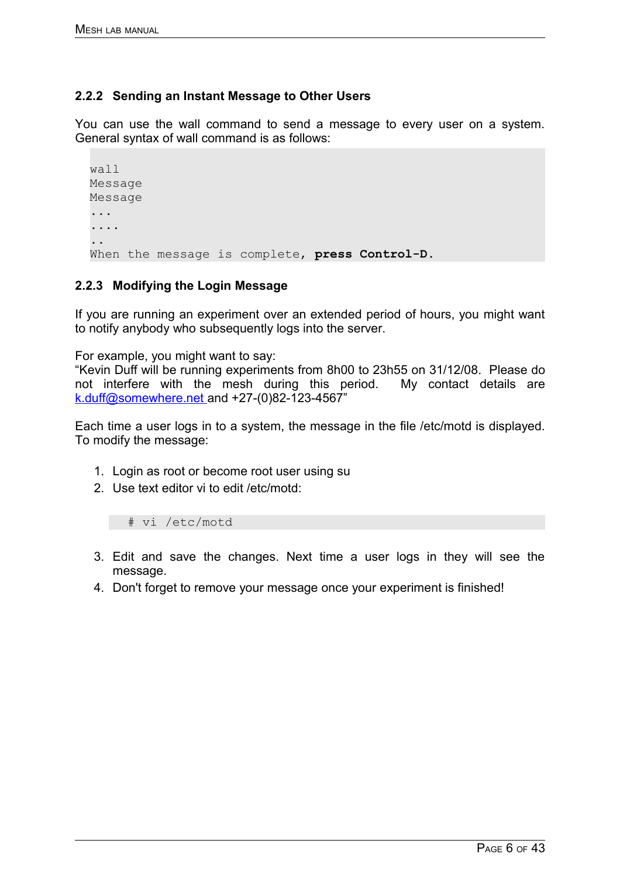### 2.2.2 Sending an Instant Message to Other Users

You can use the wall command to send a message to every user on a system. General syntax of wall command is as follows:

```
wall
Message
Message
...
....
..
When the message is complete, press Control-D.
```

### 2.2.3 Modifying the Login Message

If you are running an experiment over an extended period of hours, you might want to notify anybody who subsequently logs into the server.

For example, you might want to say:
"Kevin Duff will be running experiments from 8h00 to 23h55 on 31/12/08. Please do not interfere with the mesh during this period. My contact details are k.duff@somewhere.net and +27-(0)82-123-4567"

Each time a user logs in to a system, the message in the file /etc/motd is displayed. To modify the message:

1. Login as root or become root user using su
2. Use text editor vi to edit /etc/motd:

   ```
   # vi /etc/motd
   ```

3. Edit and save the changes. Next time a user logs in they will see the message.
4. Don't forget to remove your message once your experiment is finished!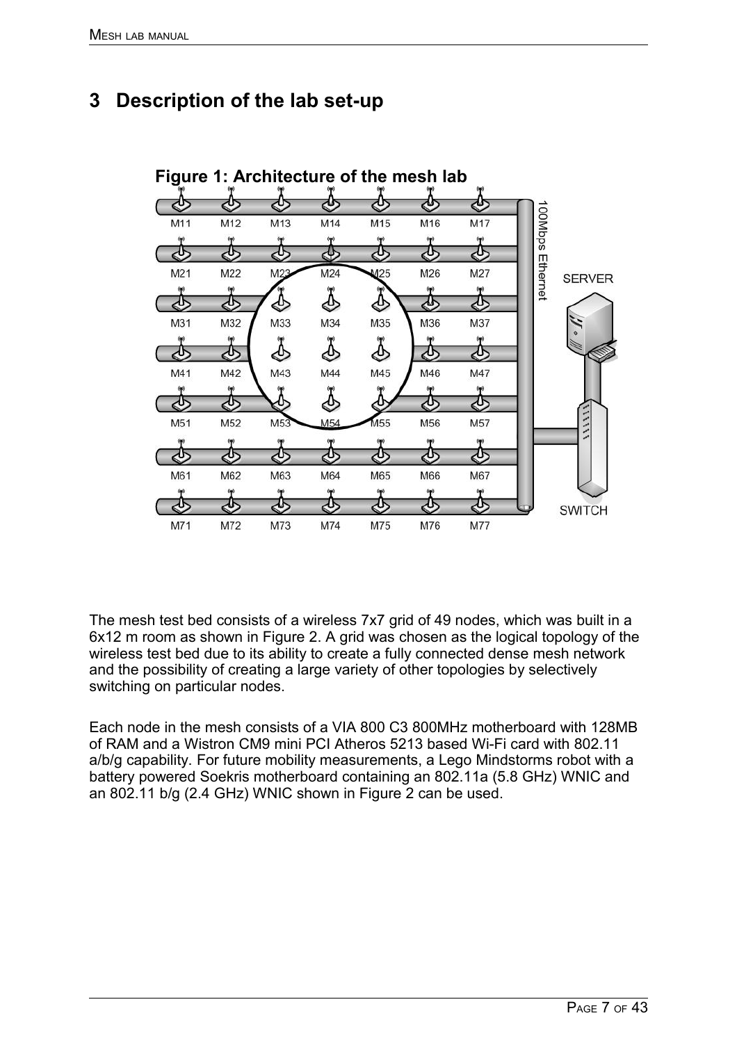# 3 Description of the lab set-up

**Figure 1: Architecture of the mesh lab**

The mesh test bed consists of a wireless 7x7 grid of 49 nodes, which was built in a 6x12 m room as shown in Figure 2. A grid was chosen as the logical topology of the wireless test bed due to its ability to create a fully connected dense mesh network and the possibility of creating a large variety of other topologies by selectively switching on particular nodes.

Each node in the mesh consists of a VIA 800 C3 800MHz motherboard with 128MB of RAM and a Wistron CM9 mini PCI Atheros 5213 based Wi-Fi card with 802.11 a/b/g capability. For future mobility measurements, a Lego Mindstorms robot with a battery powered Soekris motherboard containing an 802.11a (5.8 GHz) WNIC and an 802.11 b/g (2.4 GHz) WNIC shown in Figure 2 can be used.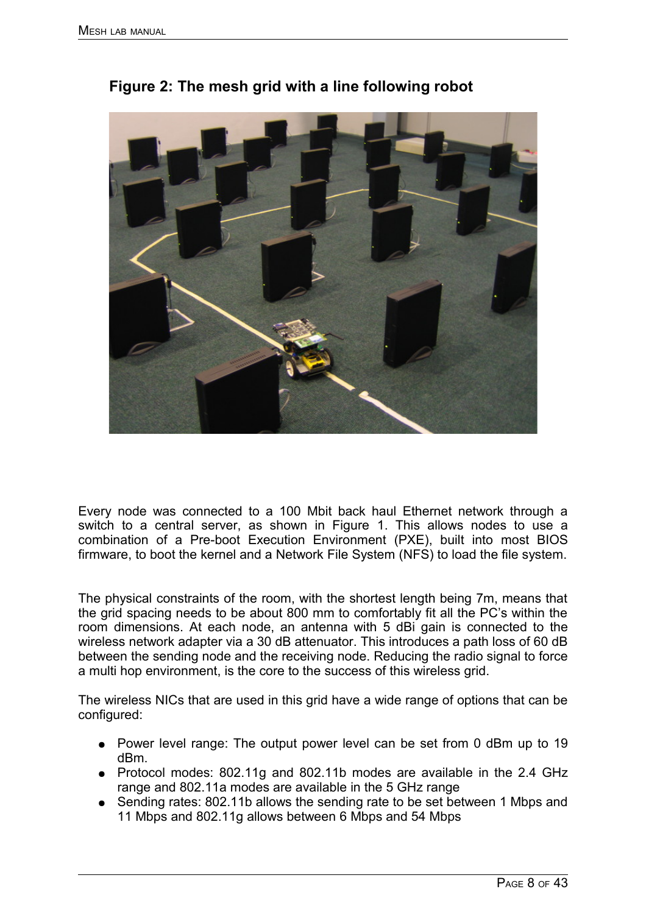**Figure 2: The mesh grid with a line following robot**

Every node was connected to a 100 Mbit back haul Ethernet network through a switch to a central server, as shown in Figure 1. This allows nodes to use a combination of a Pre-boot Execution Environment (PXE), built into most BIOS firmware, to boot the kernel and a Network File System (NFS) to load the file system.

The physical constraints of the room, with the shortest length being 7m, means that the grid spacing needs to be about 800 mm to comfortably fit all the PC's within the room dimensions. At each node, an antenna with 5 dBi gain is connected to the wireless network adapter via a 30 dB attenuator. This introduces a path loss of 60 dB between the sending node and the receiving node. Reducing the radio signal to force a multi hop environment, is the core to the success of this wireless grid.

The wireless NICs that are used in this grid have a wide range of options that can be configured:

- Power level range: The output power level can be set from 0 dBm up to 19 dBm.
- Protocol modes: 802.11g and 802.11b modes are available in the 2.4 GHz range and 802.11a modes are available in the 5 GHz range
- Sending rates: 802.11b allows the sending rate to be set between 1 Mbps and 11 Mbps and 802.11g allows between 6 Mbps and 54 Mbps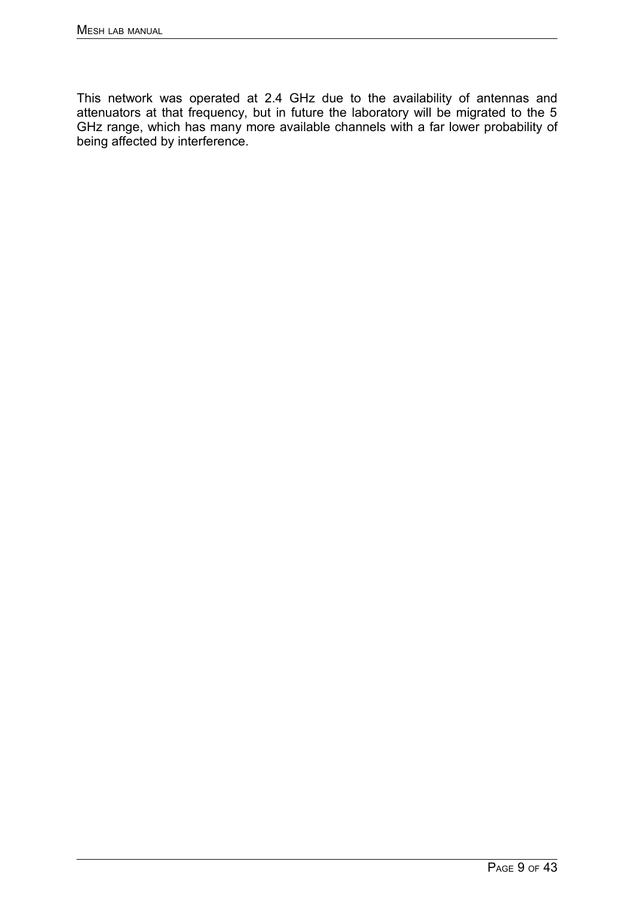This network was operated at 2.4 GHz due to the availability of antennas and attenuators at that frequency, but in future the laboratory will be migrated to the 5 GHz range, which has many more available channels with a far lower probability of being affected by interference.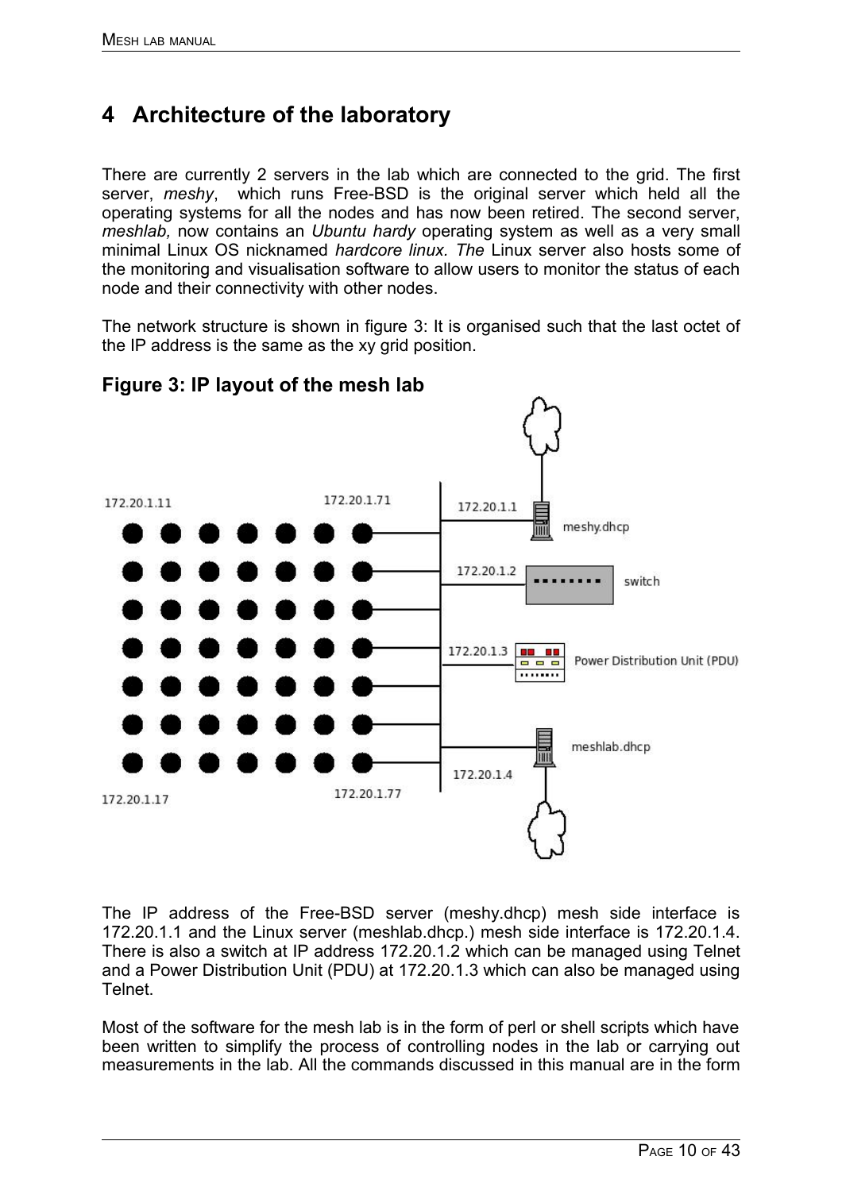# 4 Architecture of the laboratory

There are currently 2 servers in the lab which are connected to the grid. The first server, *meshy*, which runs Free-BSD is the original server which held all the operating systems for all the nodes and has now been retired. The second server, *meshlab,* now contains an *Ubuntu hardy* operating system as well as a very small minimal Linux OS nicknamed *hardcore linux*. *The* Linux server also hosts some of the monitoring and visualisation software to allow users to monitor the status of each node and their connectivity with other nodes.

The network structure is shown in figure 3: It is organised such that the last octet of the IP address is the same as the xy grid position.

## Figure 3: IP layout of the mesh lab

The IP address of the Free-BSD server (meshy.dhcp) mesh side interface is 172.20.1.1 and the Linux server (meshlab.dhcp.) mesh side interface is 172.20.1.4. There is also a switch at IP address 172.20.1.2 which can be managed using Telnet and a Power Distribution Unit (PDU) at 172.20.1.3 which can also be managed using Telnet.

Most of the software for the mesh lab is in the form of perl or shell scripts which have been written to simplify the process of controlling nodes in the lab or carrying out measurements in the lab. All the commands discussed in this manual are in the form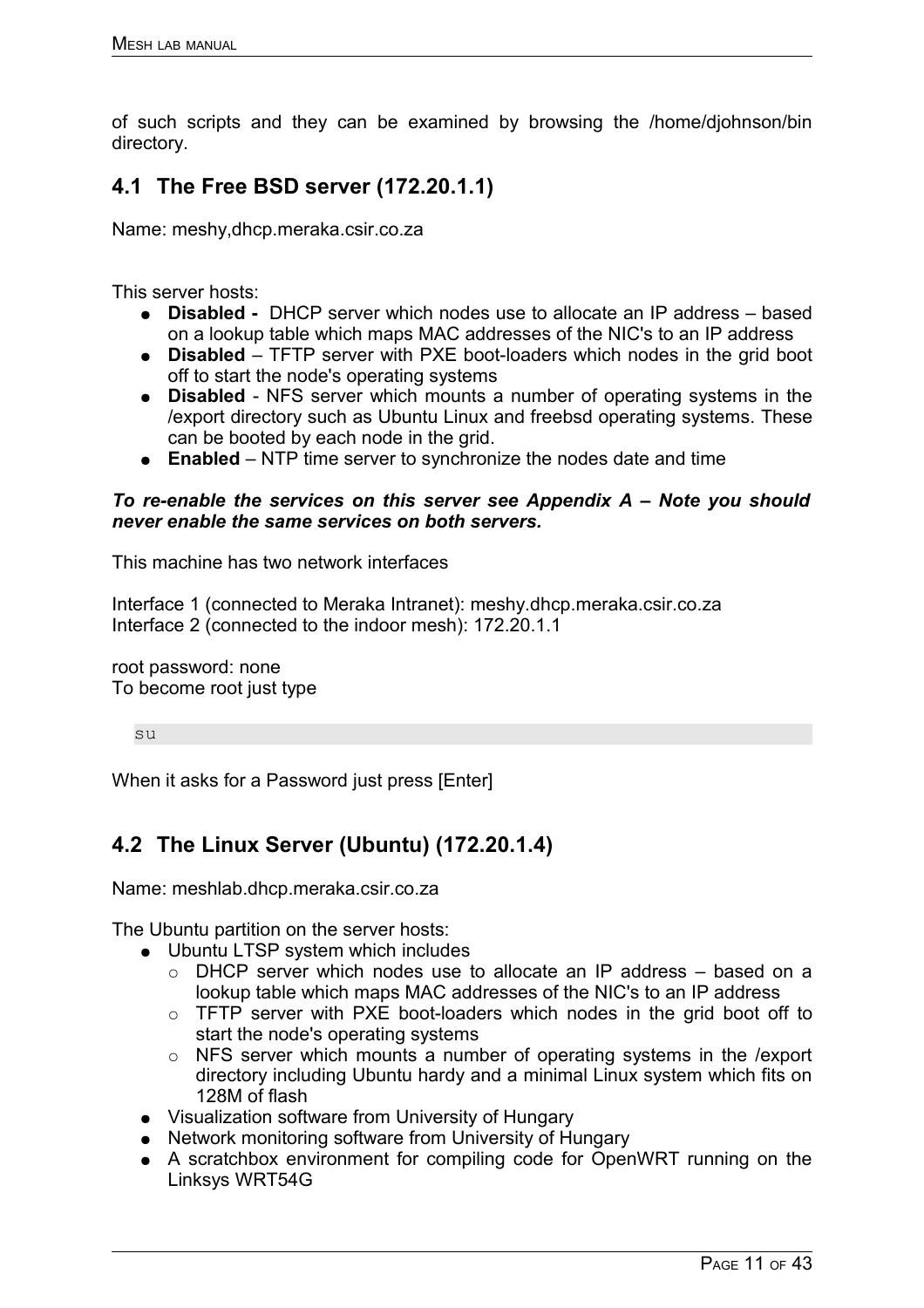of such scripts and they can be examined by browsing the /home/djohnson/bin directory.

## 4.1 The Free BSD server (172.20.1.1)

Name: meshy,dhcp.meraka.csir.co.za

This server hosts:

- **Disabled -** DHCP server which nodes use to allocate an IP address – based on a lookup table which maps MAC addresses of the NIC's to an IP address
- **Disabled** – TFTP server with PXE boot-loaders which nodes in the grid boot off to start the node's operating systems
- **Disabled** - NFS server which mounts a number of operating systems in the /export directory such as Ubuntu Linux and freebsd operating systems. These can be booted by each node in the grid.
- **Enabled** – NTP time server to synchronize the nodes date and time

***To re-enable the services on this server see Appendix A – Note you should never enable the same services on both servers.***

This machine has two network interfaces

Interface 1 (connected to Meraka Intranet): meshy.dhcp.meraka.csir.co.za
Interface 2 (connected to the indoor mesh): 172.20.1.1

root password: none
To become root just type

```
su
```

When it asks for a Password just press [Enter]

## 4.2 The Linux Server (Ubuntu) (172.20.1.4)

Name: meshlab.dhcp.meraka.csir.co.za

The Ubuntu partition on the server hosts:

- Ubuntu LTSP system which includes
  - DHCP server which nodes use to allocate an IP address – based on a lookup table which maps MAC addresses of the NIC's to an IP address
  - TFTP server with PXE boot-loaders which nodes in the grid boot off to start the node's operating systems
  - NFS server which mounts a number of operating systems in the /export directory including Ubuntu hardy and a minimal Linux system which fits on 128M of flash
- Visualization software from University of Hungary
- Network monitoring software from University of Hungary
- A scratchbox environment for compiling code for OpenWRT running on the Linksys WRT54G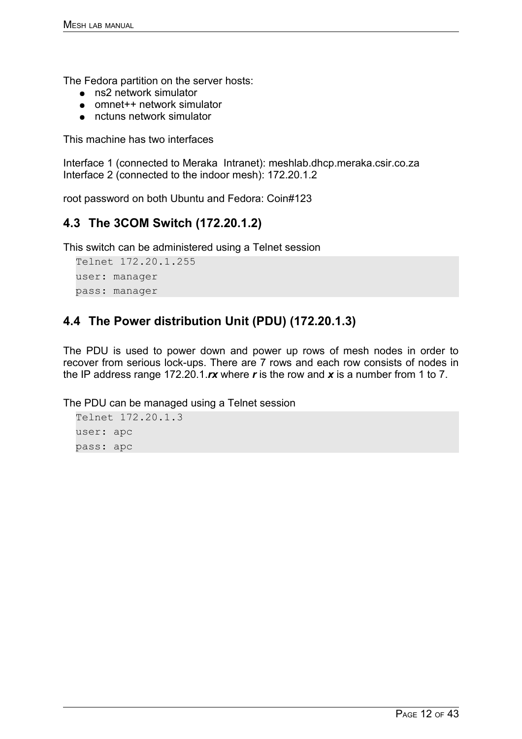The Fedora partition on the server hosts:

- ns2 network simulator
- omnet++ network simulator
- nctuns network simulator

This machine has two interfaces

Interface 1 (connected to Meraka Intranet): meshlab.dhcp.meraka.csir.co.za
Interface 2 (connected to the indoor mesh): 172.20.1.2

root password on both Ubuntu and Fedora: Coin#123

## 4.3 The 3COM Switch (172.20.1.2)

This switch can be administered using a Telnet session

```
Telnet 172.20.1.255
user: manager
pass: manager
```

## 4.4 The Power distribution Unit (PDU) (172.20.1.3)

The PDU is used to power down and power up rows of mesh nodes in order to recover from serious lock-ups. There are 7 rows and each row consists of nodes in the IP address range 172.20.1.***rx*** where ***r*** is the row and ***x*** is a number from 1 to 7.

The PDU can be managed using a Telnet session

```
Telnet 172.20.1.3
user: apc
pass: apc
```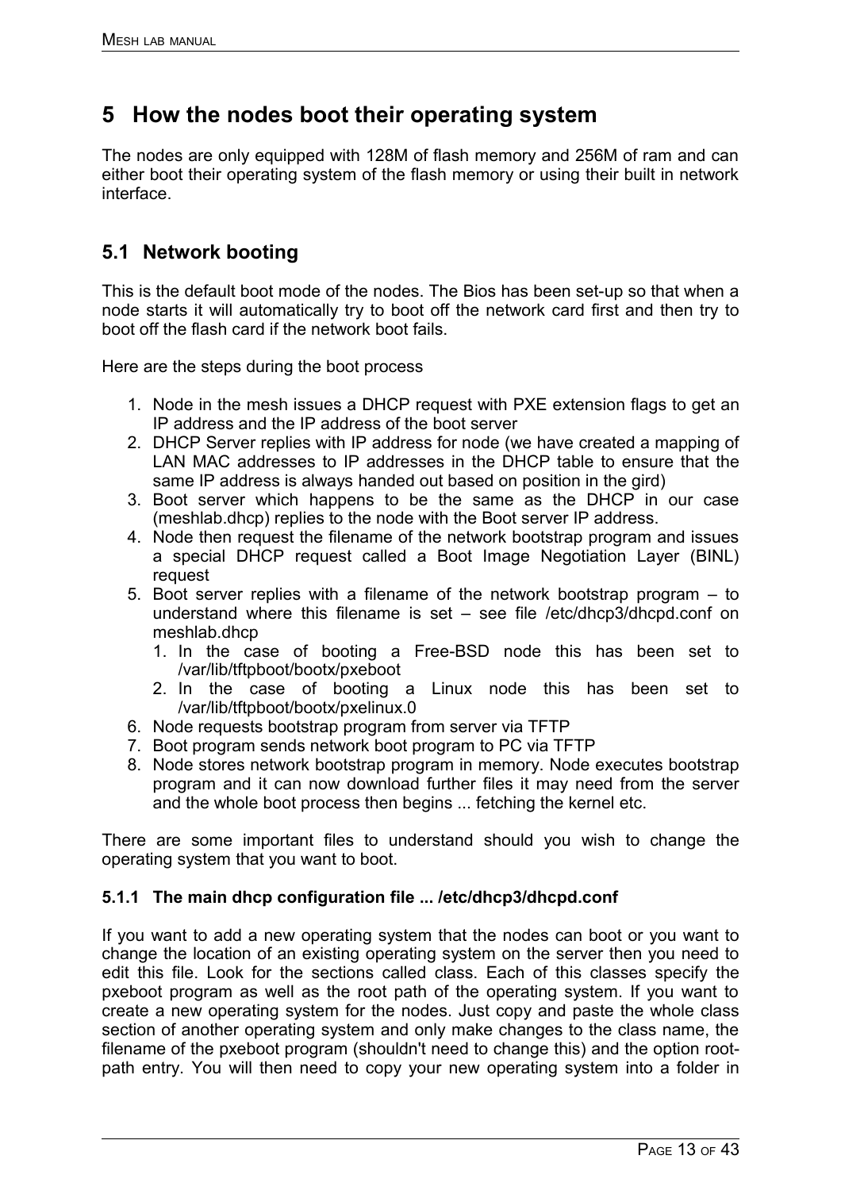# 5 How the nodes boot their operating system

The nodes are only equipped with 128M of flash memory and 256M of ram and can either boot their operating system of the flash memory or using their built in network interface.

## 5.1 Network booting

This is the default boot mode of the nodes. The Bios has been set-up so that when a node starts it will automatically try to boot off the network card first and then try to boot off the flash card if the network boot fails.

Here are the steps during the boot process

1. Node in the mesh issues a DHCP request with PXE extension flags to get an IP address and the IP address of the boot server
2. DHCP Server replies with IP address for node (we have created a mapping of LAN MAC addresses to IP addresses in the DHCP table to ensure that the same IP address is always handed out based on position in the gird)
3. Boot server which happens to be the same as the DHCP in our case (meshlab.dhcp) replies to the node with the Boot server IP address.
4. Node then request the filename of the network bootstrap program and issues a special DHCP request called a Boot Image Negotiation Layer (BINL) request
5. Boot server replies with a filename of the network bootstrap program – to understand where this filename is set – see file /etc/dhcp3/dhcpd.conf on meshlab.dhcp
   1. In the case of booting a Free-BSD node this has been set to /var/lib/tftpboot/bootx/pxeboot
   2. In the case of booting a Linux node this has been set to /var/lib/tftpboot/bootx/pxelinux.0
6. Node requests bootstrap program from server via TFTP
7. Boot program sends network boot program to PC via TFTP
8. Node stores network bootstrap program in memory. Node executes bootstrap program and it can now download further files it may need from the server and the whole boot process then begins ... fetching the kernel etc.

There are some important files to understand should you wish to change the operating system that you want to boot.

### 5.1.1 The main dhcp configuration file ... /etc/dhcp3/dhcpd.conf

If you want to add a new operating system that the nodes can boot or you want to change the location of an existing operating system on the server then you need to edit this file. Look for the sections called class. Each of this classes specify the pxeboot program as well as the root path of the operating system. If you want to create a new operating system for the nodes. Just copy and paste the whole class section of another operating system and only make changes to the class name, the filename of the pxeboot program (shouldn't need to change this) and the option root-path entry. You will then need to copy your new operating system into a folder in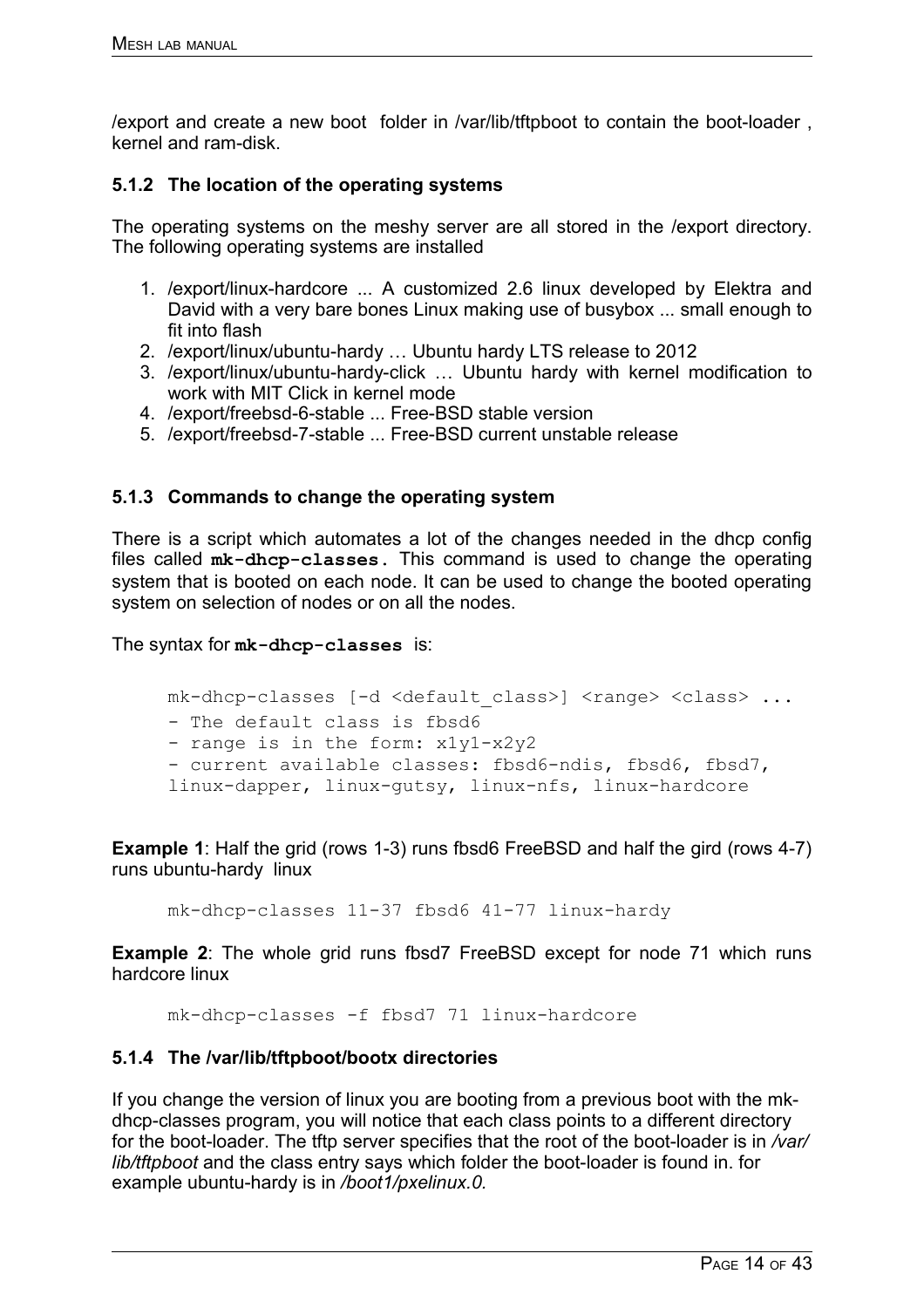/export and create a new boot  folder in /var/lib/tftpboot to contain the boot-loader , kernel and ram-disk.

### 5.1.2 The location of the operating systems

The operating systems on the meshy server are all stored in the /export directory. The following operating systems are installed

1. /export/linux-hardcore ... A customized 2.6 linux developed by Elektra and David with a very bare bones Linux making use of busybox ... small enough to fit into flash
2. /export/linux/ubuntu-hardy … Ubuntu hardy LTS release to 2012
3. /export/linux/ubuntu-hardy-click … Ubuntu hardy with kernel modification to work with MIT Click in kernel mode
4. /export/freebsd-6-stable ... Free-BSD stable version
5. /export/freebsd-7-stable ... Free-BSD current unstable release

### 5.1.3 Commands to change the operating system

There is a script which automates a lot of the changes needed in the dhcp config files called **`mk-dhcp-classes.`** This command is used to change the operating system that is booted on each node. It can be used to change the booted operating system on selection of nodes or on all the nodes.

The syntax for **`mk-dhcp-classes`** is:

```
mk-dhcp-classes [-d <default_class>] <range> <class> ...
- The default class is fbsd6
- range is in the form: x1y1-x2y2
- current available classes: fbsd6-ndis, fbsd6, fbsd7,
linux-dapper, linux-gutsy, linux-nfs, linux-hardcore
```

**Example 1**: Half the grid (rows 1-3) runs fbsd6 FreeBSD and half the gird (rows 4-7) runs ubuntu-hardy  linux

```
mk-dhcp-classes 11-37 fbsd6 41-77 linux-hardy
```

**Example 2**: The whole grid runs fbsd7 FreeBSD except for node 71 which runs hardcore linux

```
mk-dhcp-classes -f fbsd7 71 linux-hardcore
```

### 5.1.4 The /var/lib/tftpboot/bootx directories

If you change the version of linux you are booting from a previous boot with the mk-dhcp-classes program, you will notice that each class points to a different directory for the boot-loader. The tftp server specifies that the root of the boot-loader is in */var/lib/tftpboot* and the class entry says which folder the boot-loader is found in. for example ubuntu-hardy is in */boot1/pxelinux.0.*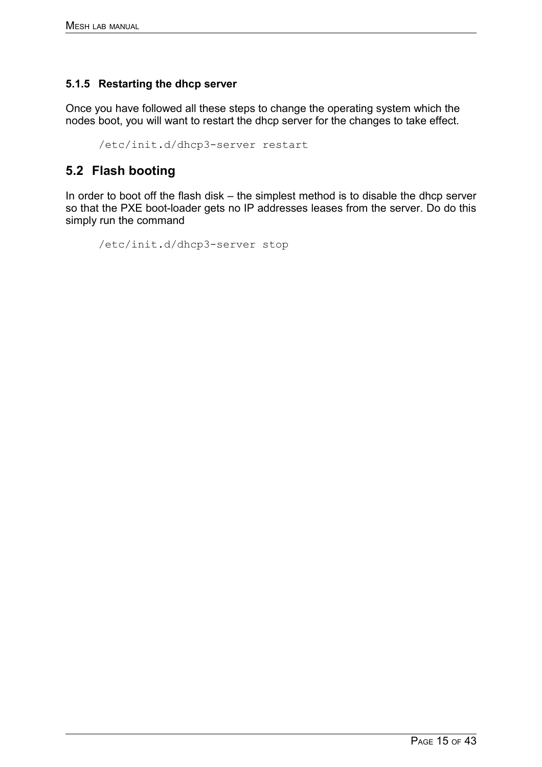### 5.1.5 Restarting the dhcp server

Once you have followed all these steps to change the operating system which the nodes boot, you will want to restart the dhcp server for the changes to take effect.

```
/etc/init.d/dhcp3-server restart
```

## 5.2 Flash booting

In order to boot off the flash disk – the simplest method is to disable the dhcp server so that the PXE boot-loader gets no IP addresses leases from the server. Do do this simply run the command

```
/etc/init.d/dhcp3-server stop
```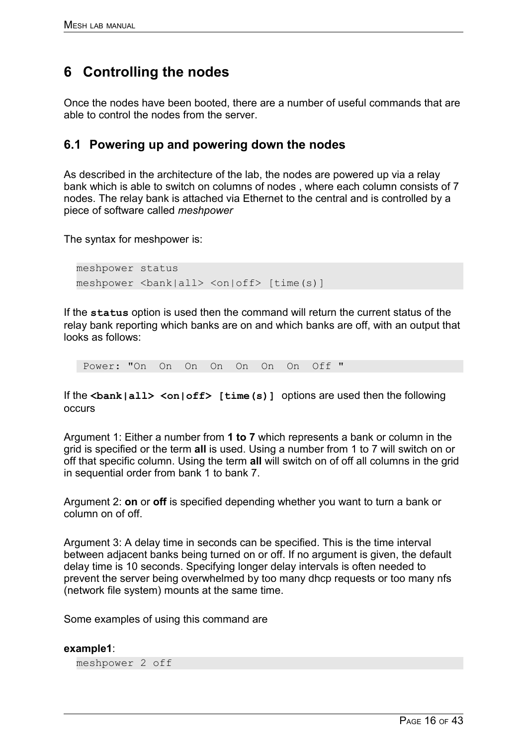# 6 Controlling the nodes

Once the nodes have been booted, there are a number of useful commands that are able to control the nodes from the server.

## 6.1 Powering up and powering down the nodes

As described in the architecture of the lab, the nodes are powered up via a relay bank which is able to switch on columns of nodes , where each column consists of 7 nodes. The relay bank is attached via Ethernet to the central and is controlled by a piece of software called *meshpower*

The syntax for meshpower is:

```
meshpower status
meshpower <bank|all> <on|off> [time(s)]
```

If the **`status`** option is used then the command will return the current status of the relay bank reporting which banks are on and which banks are off, with an output that looks as follows:

```
 Power: "On  On  On  On  On  On  On  Off "
```

If the **`<bank|all> <on|off> [time(s)]`** options are used then the following occurs

Argument 1: Either a number from **1 to 7** which represents a bank or column in the grid is specified or the term **all** is used. Using a number from 1 to 7 will switch on or off that specific column. Using the term **all** will switch on of off all columns in the grid in sequential order from bank 1 to bank 7.

Argument 2: **on** or **off** is specified depending whether you want to turn a bank or column on of off.

Argument 3: A delay time in seconds can be specified. This is the time interval between adjacent banks being turned on or off. If no argument is given, the default delay time is 10 seconds. Specifying longer delay intervals is often needed to prevent the server being overwhelmed by too many dhcp requests or too many nfs (network file system) mounts at the same time.

Some examples of using this command are

**example1**:

```
meshpower 2 off
```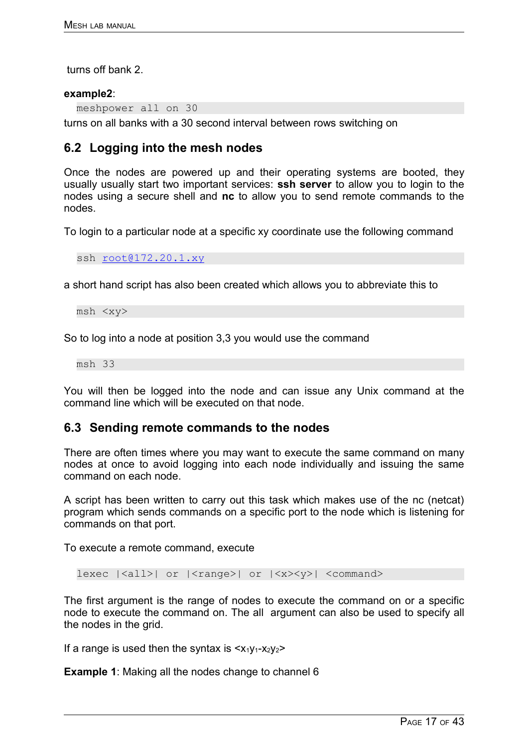turns off bank 2.

**example2**:

```
meshpower all on 30
```

turns on all banks with a 30 second interval between rows switching on

## 6.2 Logging into the mesh nodes

Once the nodes are powered up and their operating systems are booted, they usually usually start two important services: **ssh server** to allow you to login to the nodes using a secure shell and **nc** to allow you to send remote commands to the nodes.

To login to a particular node at a specific xy coordinate use the following command

```
ssh root@172.20.1.xy
```

a short hand script has also been created which allows you to abbreviate this to

```
msh <xy>
```

So to log into a node at position 3,3 you would use the command

```
msh 33
```

You will then be logged into the node and can issue any Unix command at the command line which will be executed on that node.

## 6.3 Sending remote commands to the nodes

There are often times where you may want to execute the same command on many nodes at once to avoid logging into each node individually and issuing the same command on each node.

A script has been written to carry out this task which makes use of the nc (netcat) program which sends commands on a specific port to the node which is listening for commands on that port.

To execute a remote command, execute

```
lexec |<all>| or |<range>| or |<x><y>| <command>
```

The first argument is the range of nodes to execute the command on or a specific node to execute the command on. The all argument can also be used to specify all the nodes in the grid.

If a range is used then the syntax is $<x_1y_1\text{-}x_2y_2>$

**Example 1**: Making all the nodes change to channel 6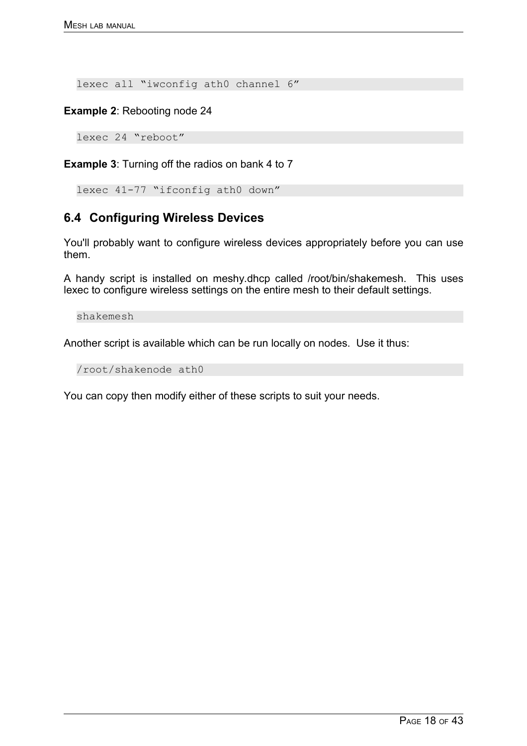```
lexec all “iwconfig ath0 channel 6”
```

**Example 2**: Rebooting node 24

```
lexec 24 “reboot”
```

**Example 3**: Turning off the radios on bank 4 to 7

```
lexec 41-77 “ifconfig ath0 down”
```

## 6.4 Configuring Wireless Devices

You'll probably want to configure wireless devices appropriately before you can use them.

A handy script is installed on meshy.dhcp called /root/bin/shakemesh. This uses lexec to configure wireless settings on the entire mesh to their default settings.

```
shakemesh
```

Another script is available which can be run locally on nodes. Use it thus:

```
/root/shakenode ath0
```

You can copy then modify either of these scripts to suit your needs.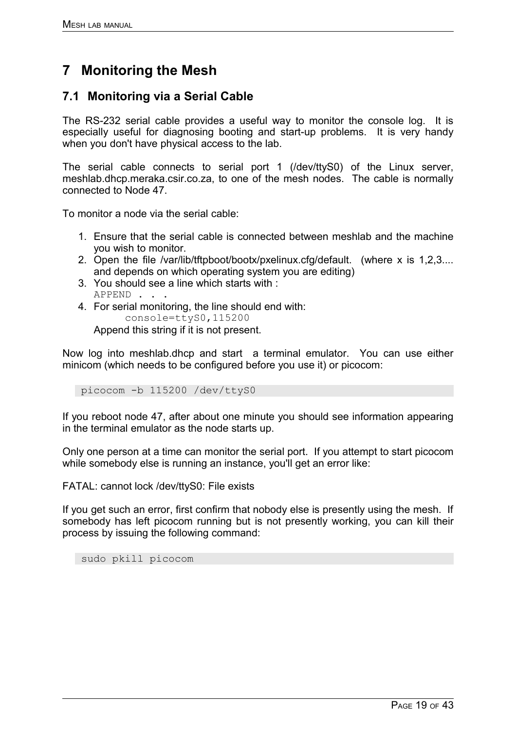# 7 Monitoring the Mesh

## 7.1 Monitoring via a Serial Cable

The RS-232 serial cable provides a useful way to monitor the console log. It is especially useful for diagnosing booting and start-up problems. It is very handy when you don't have physical access to the lab.

The serial cable connects to serial port 1 (/dev/ttyS0) of the Linux server, meshlab.dhcp.meraka.csir.co.za, to one of the mesh nodes. The cable is normally connected to Node 47.

To monitor a node via the serial cable:

1. Ensure that the serial cable is connected between meshlab and the machine you wish to monitor.
2. Open the file /var/lib/tftpboot/bootx/pxelinux.cfg/default. (where x is 1,2,3.... and depends on which operating system you are editing)
3. You should see a line which starts with :
   `APPEND . . .`
4. For serial monitoring, the line should end with:
   `console=ttyS0,115200`
   Append this string if it is not present.

Now log into meshlab.dhcp and start a terminal emulator. You can use either minicom (which needs to be configured before you use it) or picocom:

```
picocom -b 115200 /dev/ttyS0
```

If you reboot node 47, after about one minute you should see information appearing in the terminal emulator as the node starts up.

Only one person at a time can monitor the serial port. If you attempt to start picocom while somebody else is running an instance, you'll get an error like:

FATAL: cannot lock /dev/ttyS0: File exists

If you get such an error, first confirm that nobody else is presently using the mesh. If somebody has left picocom running but is not presently working, you can kill their process by issuing the following command:

```
sudo pkill picocom
```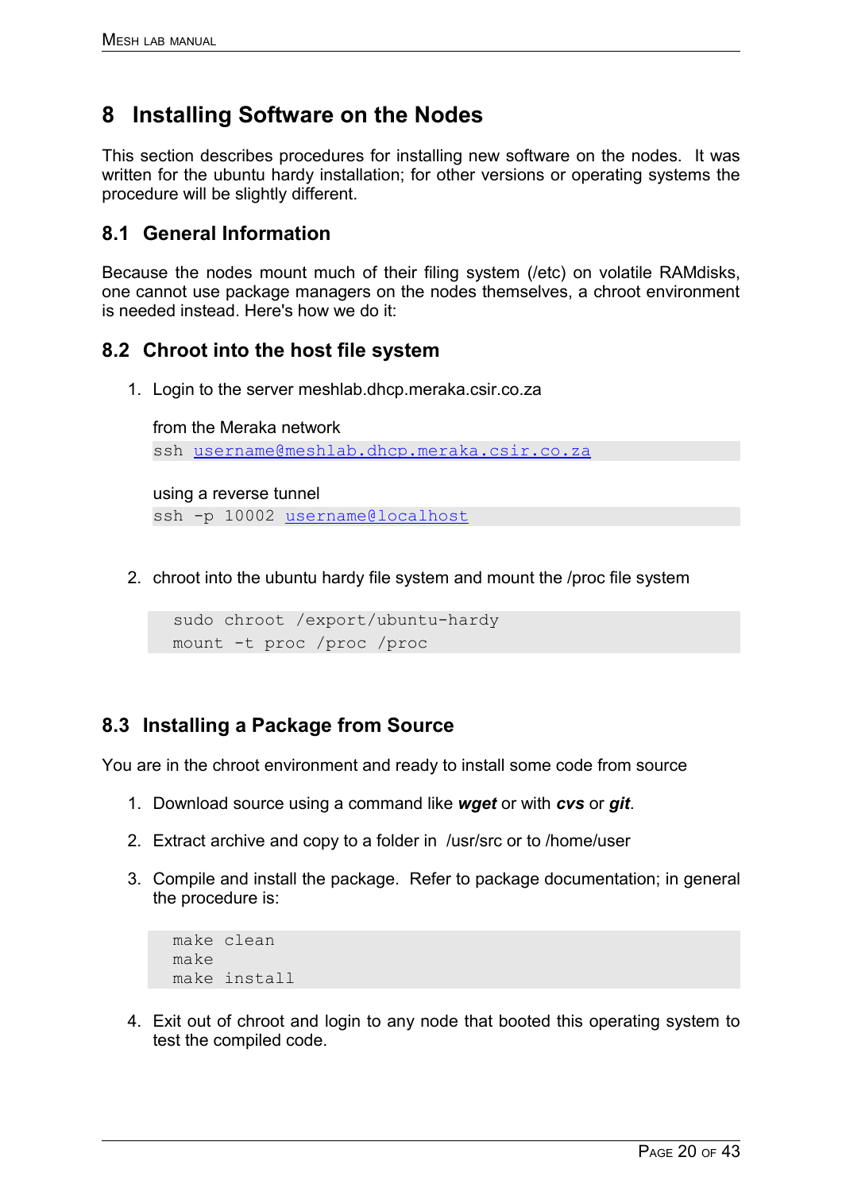# 8 Installing Software on the Nodes

This section describes procedures for installing new software on the nodes. It was written for the ubuntu hardy installation; for other versions or operating systems the procedure will be slightly different.

## 8.1 General Information

Because the nodes mount much of their filing system (/etc) on volatile RAMdisks, one cannot use package managers on the nodes themselves, a chroot environment is needed instead. Here's how we do it:

## 8.2 Chroot into the host file system

1. Login to the server meshlab.dhcp.meraka.csir.co.za

   from the Meraka network

   ```
   ssh username@meshlab.dhcp.meraka.csir.co.za
   ```

   using a reverse tunnel

   ```
   ssh -p 10002 username@localhost
   ```

2. chroot into the ubuntu hardy file system and mount the /proc file system

   ```
   sudo chroot /export/ubuntu-hardy
   mount -t proc /proc /proc
   ```

## 8.3 Installing a Package from Source

You are in the chroot environment and ready to install some code from source

1. Download source using a command like ***wget*** or with ***cvs*** or ***git***.
2. Extract archive and copy to a folder in /usr/src or to /home/user
3. Compile and install the package. Refer to package documentation; in general the procedure is:

   ```
   make clean
   make
   make install
   ```

4. Exit out of chroot and login to any node that booted this operating system to test the compiled code.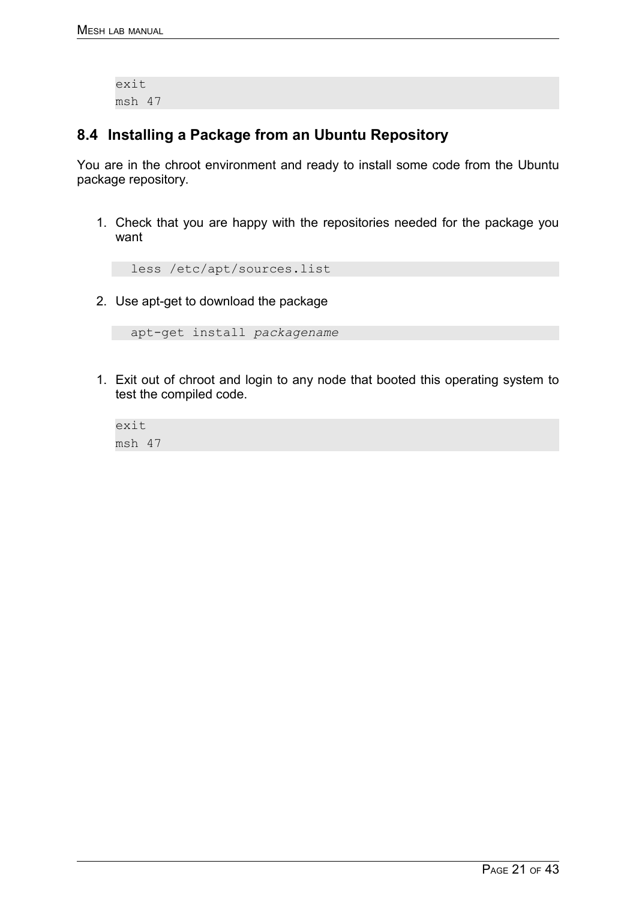```
exit
msh 47
```

## 8.4 Installing a Package from an Ubuntu Repository

You are in the chroot environment and ready to install some code from the Ubuntu package repository.

1. Check that you are happy with the repositories needed for the package you want

   ```
   less /etc/apt/sources.list
   ```

2. Use apt-get to download the package

   ```
   apt-get install packagename
   ```

1. Exit out of chroot and login to any node that booted this operating system to test the compiled code.

   ```
   exit
   msh 47
   ```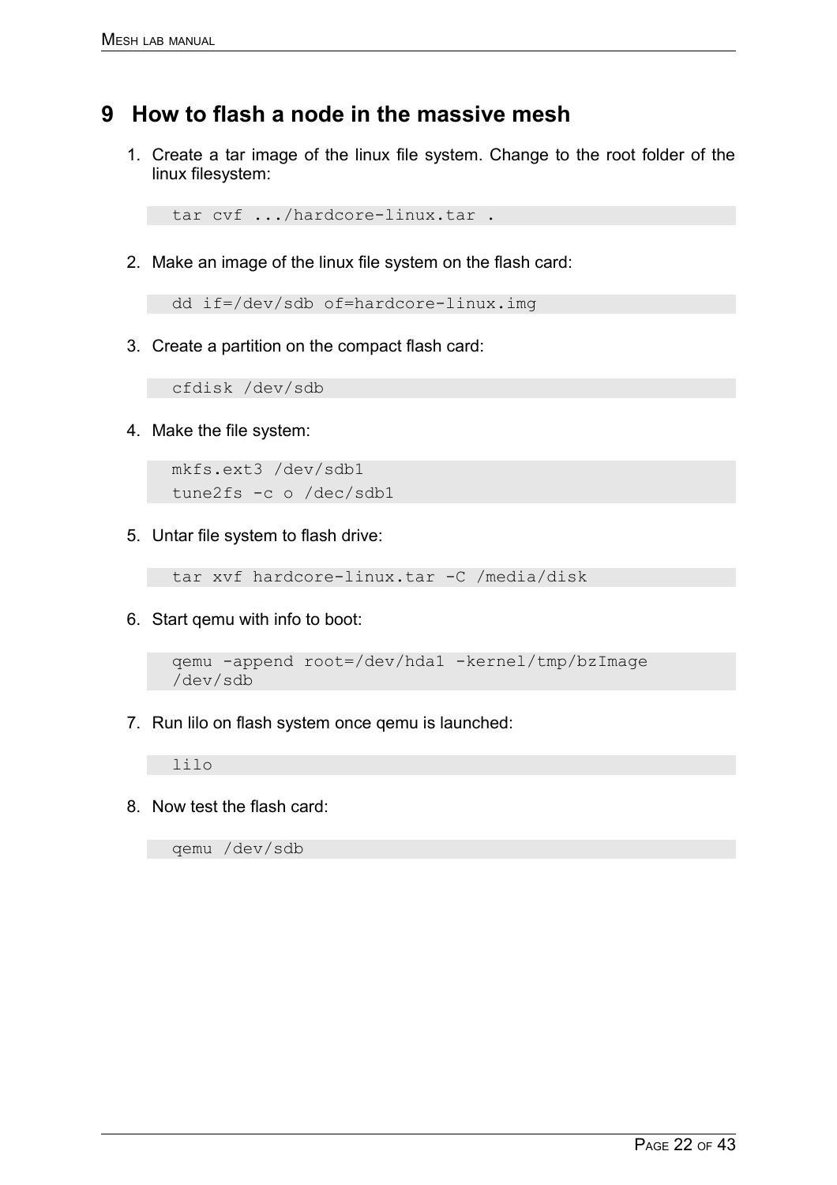# 9 How to flash a node in the massive mesh

1. Create a tar image of the linux file system. Change to the root folder of the linux filesystem:

```
tar cvf .../hardcore-linux.tar .
```

2. Make an image of the linux file system on the flash card:

```
dd if=/dev/sdb of=hardcore-linux.img
```

3. Create a partition on the compact flash card:

```
cfdisk /dev/sdb
```

4. Make the file system:

```
mkfs.ext3 /dev/sdb1
tune2fs -c o /dec/sdb1
```

5. Untar file system to flash drive:

```
tar xvf hardcore-linux.tar -C /media/disk
```

6. Start qemu with info to boot:

```
qemu -append root=/dev/hda1 -kernel/tmp/bzImage
/dev/sdb
```

7. Run lilo on flash system once qemu is launched:

```
lilo
```

8. Now test the flash card:

```
qemu /dev/sdb
```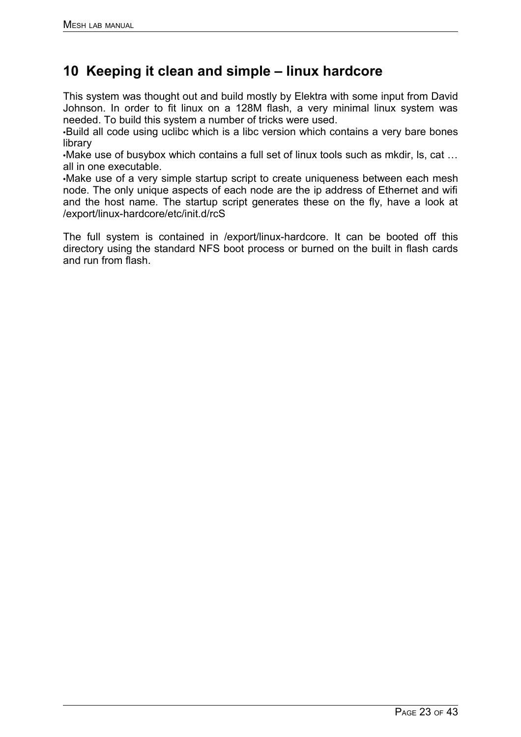## 10 Keeping it clean and simple – linux hardcore

This system was thought out and build mostly by Elektra with some input from David Johnson. In order to fit linux on a 128M flash, a very minimal linux system was needed. To build this system a number of tricks were used.

- Build all code using uclibc which is a libc version which contains a very bare bones library
- Make use of busybox which contains a full set of linux tools such as mkdir, ls, cat … all in one executable.
- Make use of a very simple startup script to create uniqueness between each mesh node. The only unique aspects of each node are the ip address of Ethernet and wifi and the host name. The startup script generates these on the fly, have a look at /export/linux-hardcore/etc/init.d/rcS

The full system is contained in /export/linux-hardcore. It can be booted off this directory using the standard NFS boot process or burned on the built in flash cards and run from flash.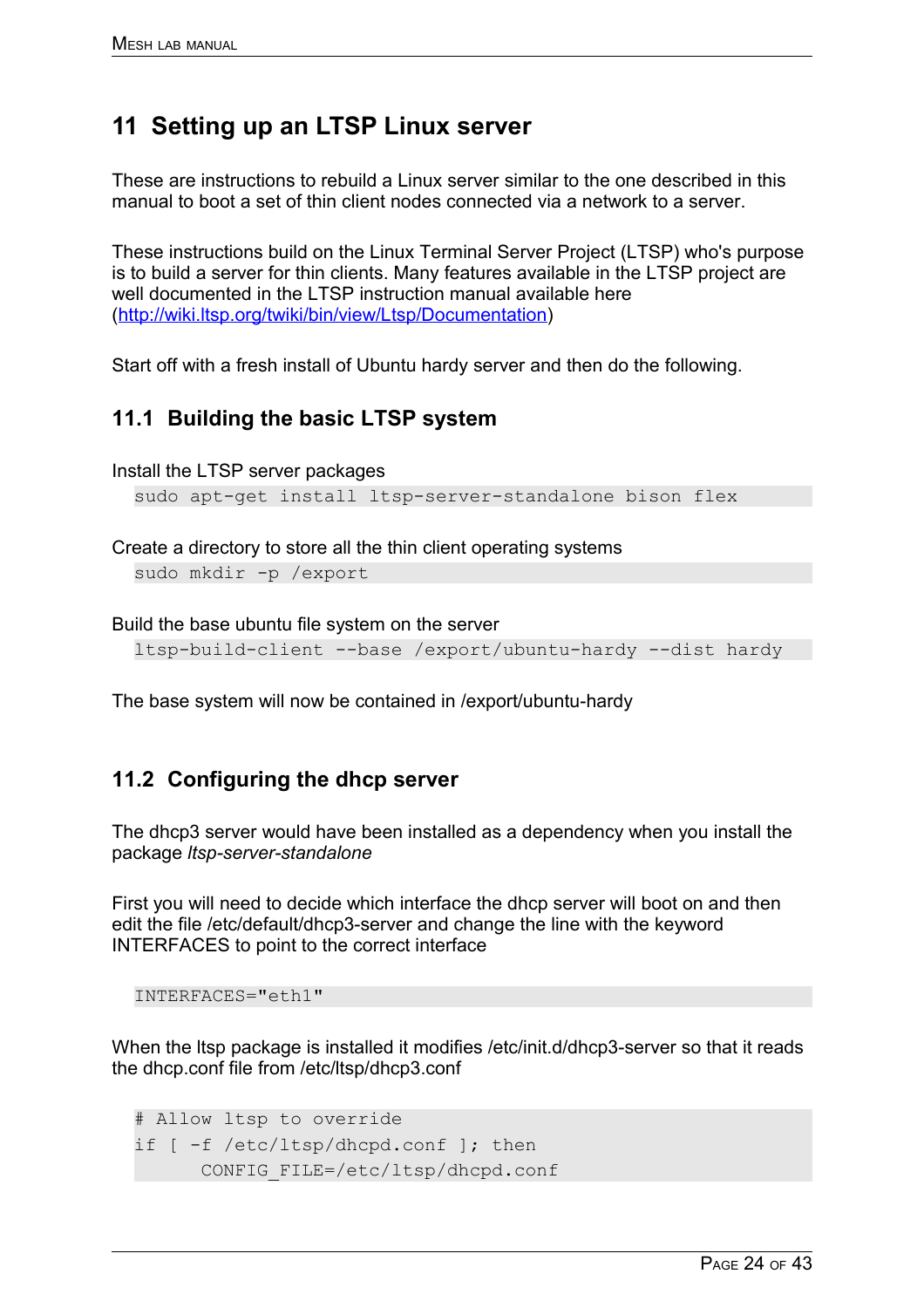# 11 Setting up an LTSP Linux server

These are instructions to rebuild a Linux server similar to the one described in this manual to boot a set of thin client nodes connected via a network to a server.

These instructions build on the Linux Terminal Server Project (LTSP) who's purpose is to build a server for thin clients. Many features available in the LTSP project are well documented in the LTSP instruction manual available here (http://wiki.ltsp.org/twiki/bin/view/Ltsp/Documentation)

Start off with a fresh install of Ubuntu hardy server and then do the following.

## 11.1 Building the basic LTSP system

Install the LTSP server packages

```
sudo apt-get install ltsp-server-standalone bison flex
```

Create a directory to store all the thin client operating systems

```
sudo mkdir -p /export
```

Build the base ubuntu file system on the server

```
ltsp-build-client --base /export/ubuntu-hardy --dist hardy
```

The base system will now be contained in /export/ubuntu-hardy

## 11.2 Configuring the dhcp server

The dhcp3 server would have been installed as a dependency when you install the package *ltsp-server-standalone*

First you will need to decide which interface the dhcp server will boot on and then edit the file /etc/default/dhcp3-server and change the line with the keyword INTERFACES to point to the correct interface

```
INTERFACES="eth1"
```

When the ltsp package is installed it modifies /etc/init.d/dhcp3-server so that it reads the dhcp.conf file from /etc/ltsp/dhcp3.conf

```
# Allow ltsp to override
if [ -f /etc/ltsp/dhcpd.conf ]; then
      CONFIG_FILE=/etc/ltsp/dhcpd.conf
```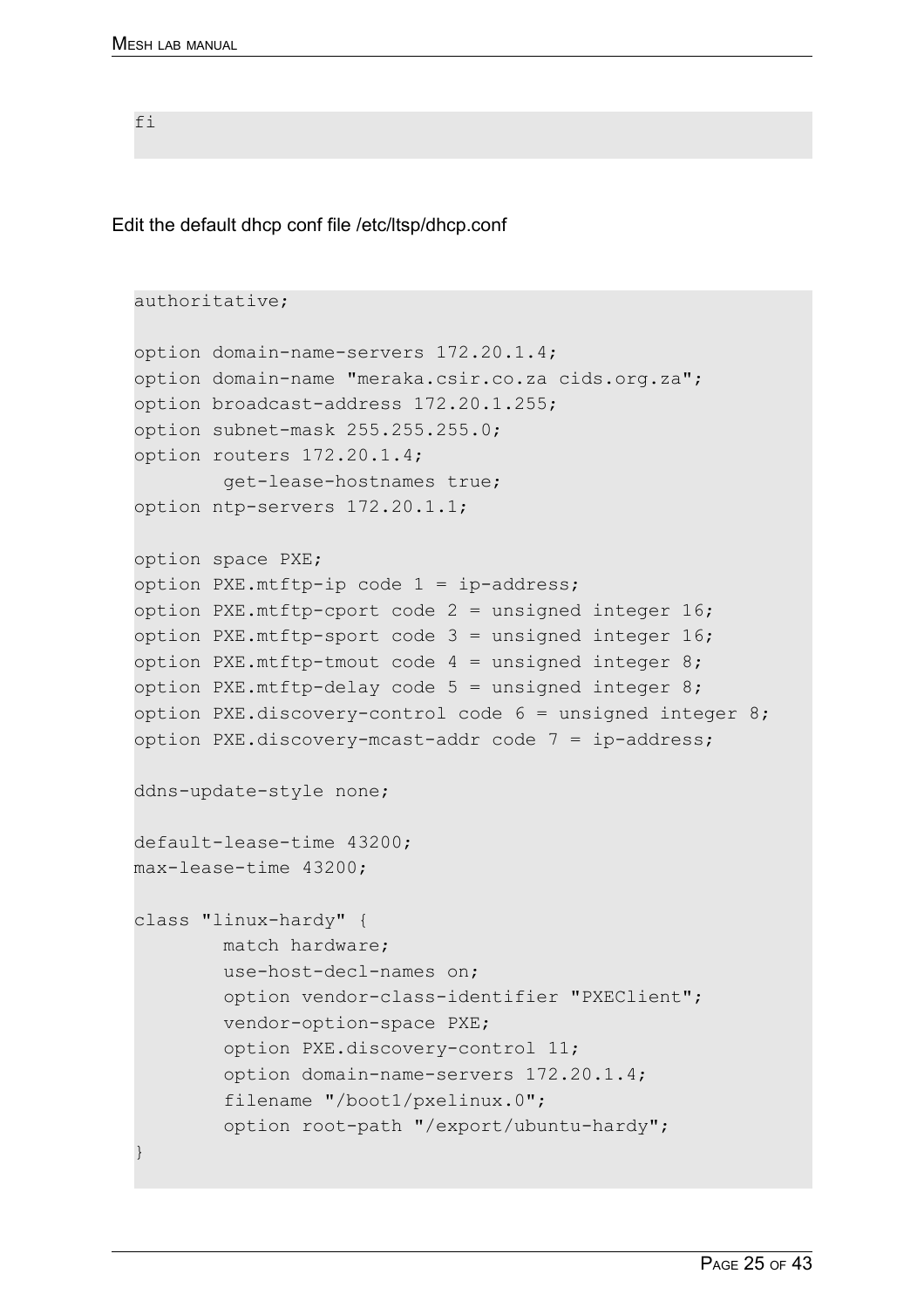```
fi
```

Edit the default dhcp conf file /etc/ltsp/dhcp.conf

```
authoritative;

option domain-name-servers 172.20.1.4;
option domain-name "meraka.csir.co.za cids.org.za";
option broadcast-address 172.20.1.255;
option subnet-mask 255.255.255.0;
option routers 172.20.1.4;
        get-lease-hostnames true;
option ntp-servers 172.20.1.1;

option space PXE;
option PXE.mtftp-ip code 1 = ip-address;
option PXE.mtftp-cport code 2 = unsigned integer 16;
option PXE.mtftp-sport code 3 = unsigned integer 16;
option PXE.mtftp-tmout code 4 = unsigned integer 8;
option PXE.mtftp-delay code 5 = unsigned integer 8;
option PXE.discovery-control code 6 = unsigned integer 8;
option PXE.discovery-mcast-addr code 7 = ip-address;

ddns-update-style none;

default-lease-time 43200;
max-lease-time 43200;

class "linux-hardy" {
        match hardware;
        use-host-decl-names on;
        option vendor-class-identifier "PXEClient";
        vendor-option-space PXE;
        option PXE.discovery-control 11;
        option domain-name-servers 172.20.1.4;
        filename "/boot1/pxelinux.0";
        option root-path "/export/ubuntu-hardy";
}
```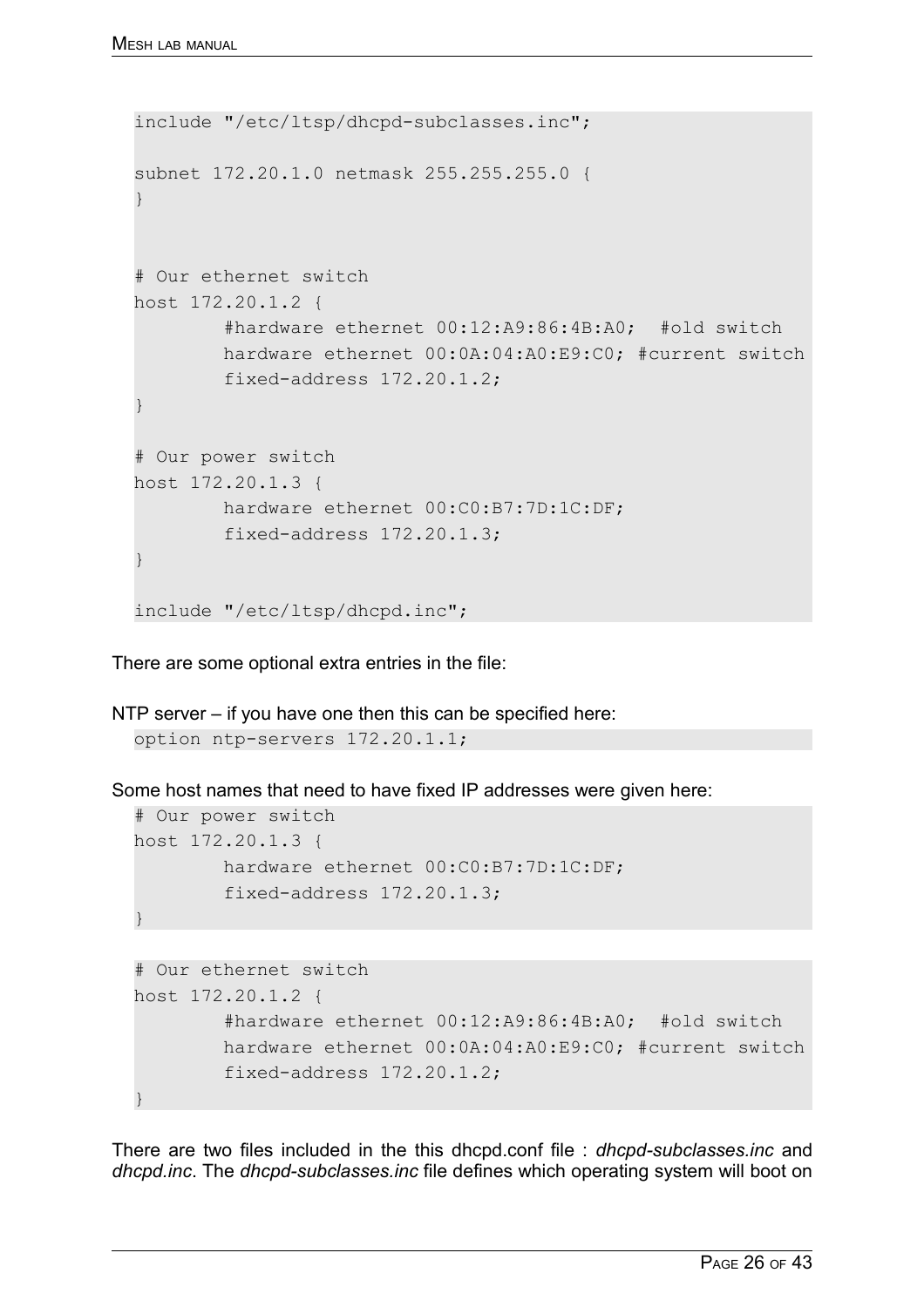```
include "/etc/ltsp/dhcpd-subclasses.inc";

subnet 172.20.1.0 netmask 255.255.255.0 {
}


# Our ethernet switch
host 172.20.1.2 {
        #hardware ethernet 00:12:A9:86:4B:A0;  #old switch
        hardware ethernet 00:0A:04:A0:E9:C0; #current switch
        fixed-address 172.20.1.2;
}

# Our power switch
host 172.20.1.3 {
        hardware ethernet 00:C0:B7:7D:1C:DF;
        fixed-address 172.20.1.3;
}

include "/etc/ltsp/dhcpd.inc";
```

There are some optional extra entries in the file:

NTP server – if you have one then this can be specified here:

```
option ntp-servers 172.20.1.1;
```

Some host names that need to have fixed IP addresses were given here:

```
# Our power switch
host 172.20.1.3 {
        hardware ethernet 00:C0:B7:7D:1C:DF;
        fixed-address 172.20.1.3;
}
```

```
# Our ethernet switch
host 172.20.1.2 {
        #hardware ethernet 00:12:A9:86:4B:A0;  #old switch
        hardware ethernet 00:0A:04:A0:E9:C0; #current switch
        fixed-address 172.20.1.2;
}
```

There are two files included in the this dhcpd.conf file : *dhcpd-subclasses.inc* and *dhcpd.inc*. The *dhcpd-subclasses.inc* file defines which operating system will boot on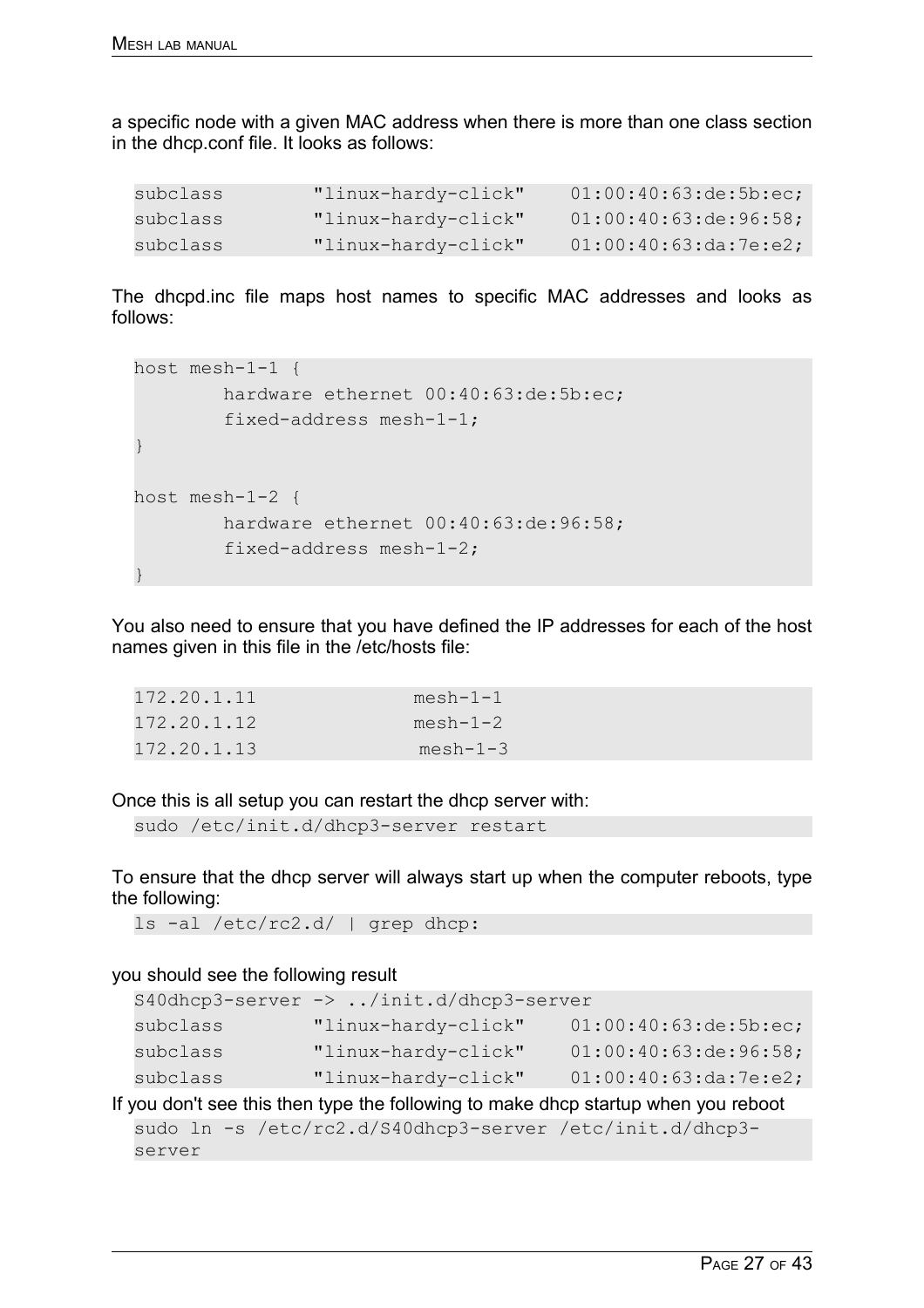a specific node with a given MAC address when there is more than one class section in the dhcp.conf file. It looks as follows:

```
subclass        "linux-hardy-click"    01:00:40:63:de:5b:ec;
subclass        "linux-hardy-click"    01:00:40:63:de:96:58;
subclass        "linux-hardy-click"    01:00:40:63:da:7e:e2;
```

The dhcpd.inc file maps host names to specific MAC addresses and looks as follows:

```
host mesh-1-1 {
        hardware ethernet 00:40:63:de:5b:ec;
        fixed-address mesh-1-1;
}

host mesh-1-2 {
        hardware ethernet 00:40:63:de:96:58;
        fixed-address mesh-1-2;
}
```

You also need to ensure that you have defined the IP addresses for each of the host names given in this file in the /etc/hosts file:

```
172.20.1.11             mesh-1-1
172.20.1.12             mesh-1-2
172.20.1.13              mesh-1-3
```

Once this is all setup you can restart the dhcp server with:

```
sudo /etc/init.d/dhcp3-server restart
```

To ensure that the dhcp server will always start up when the computer reboots, type the following:

```
ls -al /etc/rc2.d/ | grep dhcp:
```

you should see the following result

```
S40dhcp3-server -> ../init.d/dhcp3-server
subclass        "linux-hardy-click"    01:00:40:63:de:5b:ec;
subclass        "linux-hardy-click"    01:00:40:63:de:96:58;
subclass        "linux-hardy-click"    01:00:40:63:da:7e:e2;
```

If you don't see this then type the following to make dhcp startup when you reboot

```
sudo ln -s /etc/rc2.d/S40dhcp3-server /etc/init.d/dhcp3-
server
```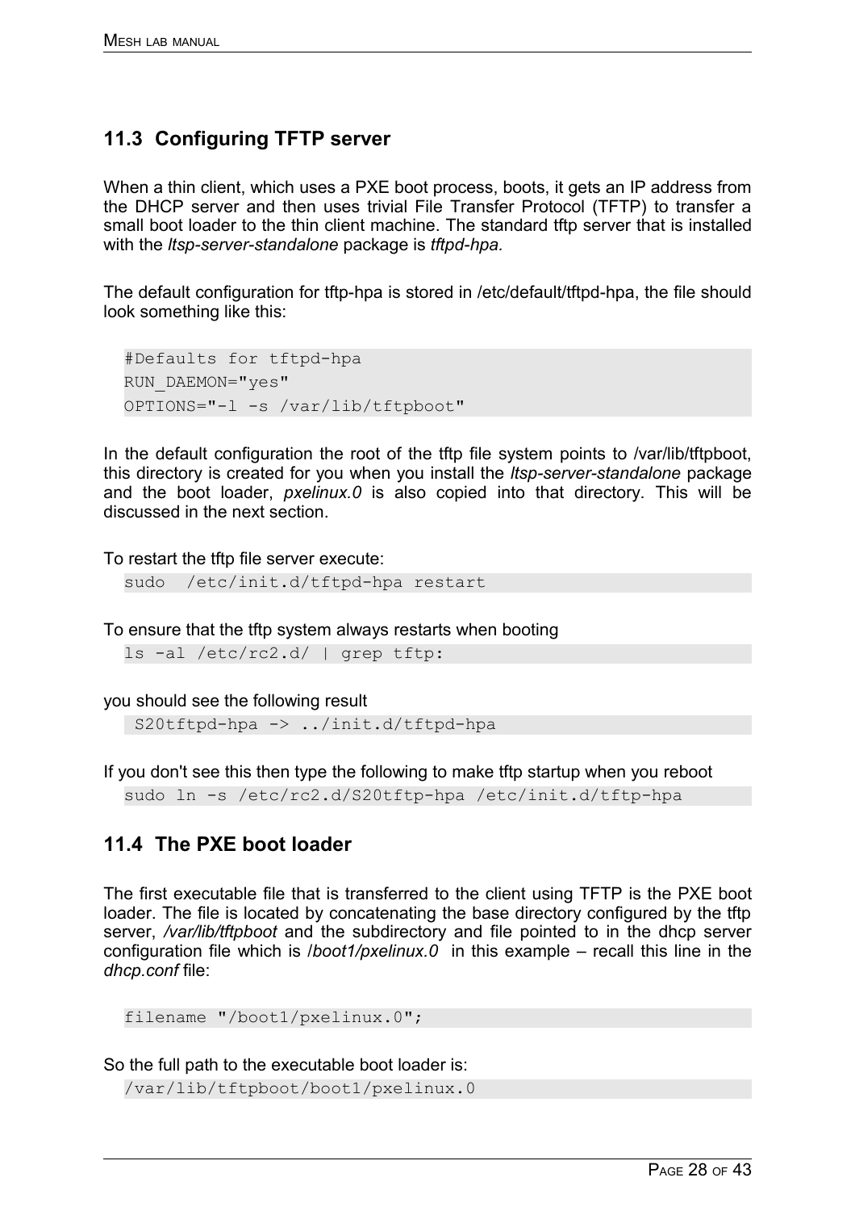## 11.3 Configuring TFTP server

When a thin client, which uses a PXE boot process, boots, it gets an IP address from the DHCP server and then uses trivial File Transfer Protocol (TFTP) to transfer a small boot loader to the thin client machine. The standard tftp server that is installed with the *ltsp-server-standalone* package is *tftpd-hpa.*

The default configuration for tftp-hpa is stored in /etc/default/tftpd-hpa, the file should look something like this:

```
#Defaults for tftpd-hpa
RUN_DAEMON="yes"
OPTIONS="-l -s /var/lib/tftpboot"
```

In the default configuration the root of the tftp file system points to /var/lib/tftpboot, this directory is created for you when you install the *ltsp-server-standalone* package and the boot loader, *pxelinux.0* is also copied into that directory. This will be discussed in the next section.

To restart the tftp file server execute:

```
sudo  /etc/init.d/tftpd-hpa restart
```

To ensure that the tftp system always restarts when booting

```
ls -al /etc/rc2.d/ | grep tftp:
```

you should see the following result

```
 S20tftpd-hpa -> ../init.d/tftpd-hpa
```

If you don't see this then type the following to make tftp startup when you reboot

```
sudo ln -s /etc/rc2.d/S20tftp-hpa /etc/init.d/tftp-hpa
```

## 11.4 The PXE boot loader

The first executable file that is transferred to the client using TFTP is the PXE boot loader. The file is located by concatenating the base directory configured by the tftp server, */var/lib/tftpboot* and the subdirectory and file pointed to in the dhcp server configuration file which is */boot1/pxelinux.0* in this example – recall this line in the *dhcp.conf* file:

```
filename "/boot1/pxelinux.0";
```

So the full path to the executable boot loader is:

```
/var/lib/tftpboot/boot1/pxelinux.0
```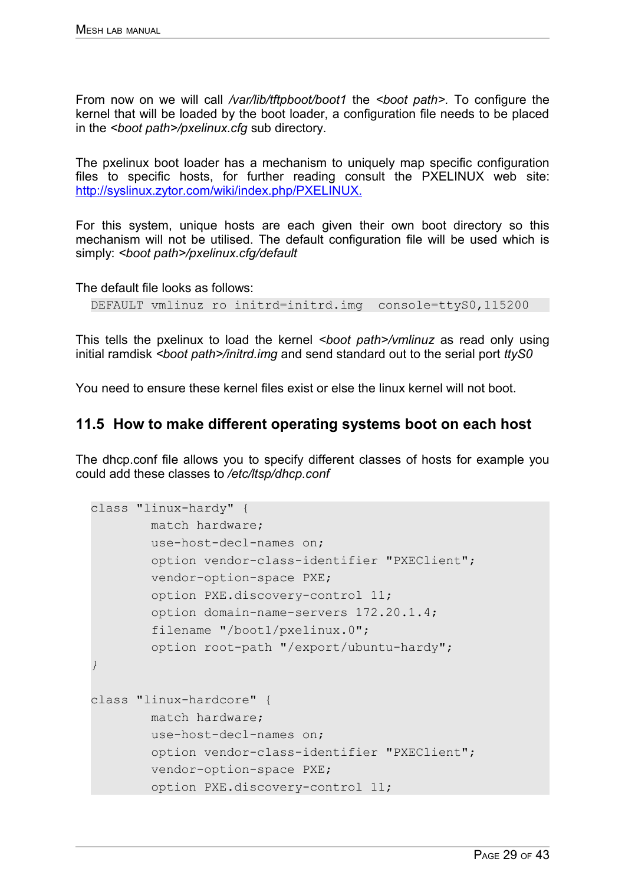From now on we will call */var/lib/tftpboot/boot1* the *<boot path>.* To configure the kernel that will be loaded by the boot loader, a configuration file needs to be placed in the *<boot path>/pxelinux.cfg* sub directory.

The pxelinux boot loader has a mechanism to uniquely map specific configuration files to specific hosts, for further reading consult the PXELINUX web site: http://syslinux.zytor.com/wiki/index.php/PXELINUX.

For this system, unique hosts are each given their own boot directory so this mechanism will not be utilised. The default configuration file will be used which is simply: *<boot path>/pxelinux.cfg/default*

The default file looks as follows:

```
DEFAULT vmlinuz ro initrd=initrd.img  console=ttyS0,115200
```

This tells the pxelinux to load the kernel *<boot path>/vmlinuz* as read only using initial ramdisk *<boot path>/initrd.img* and send standard out to the serial port *ttyS0*

You need to ensure these kernel files exist or else the linux kernel will not boot.

## 11.5 How to make different operating systems boot on each host

The dhcp.conf file allows you to specify different classes of hosts for example you could add these classes to */etc/ltsp/dhcp.conf*

```
class "linux-hardy" {
        match hardware;
        use-host-decl-names on;
        option vendor-class-identifier "PXEClient";
        vendor-option-space PXE;
        option PXE.discovery-control 11;
        option domain-name-servers 172.20.1.4;
        filename "/boot1/pxelinux.0";
        option root-path "/export/ubuntu-hardy";
}

class "linux-hardcore" {
        match hardware;
        use-host-decl-names on;
        option vendor-class-identifier "PXEClient";
        vendor-option-space PXE;
        option PXE.discovery-control 11;
```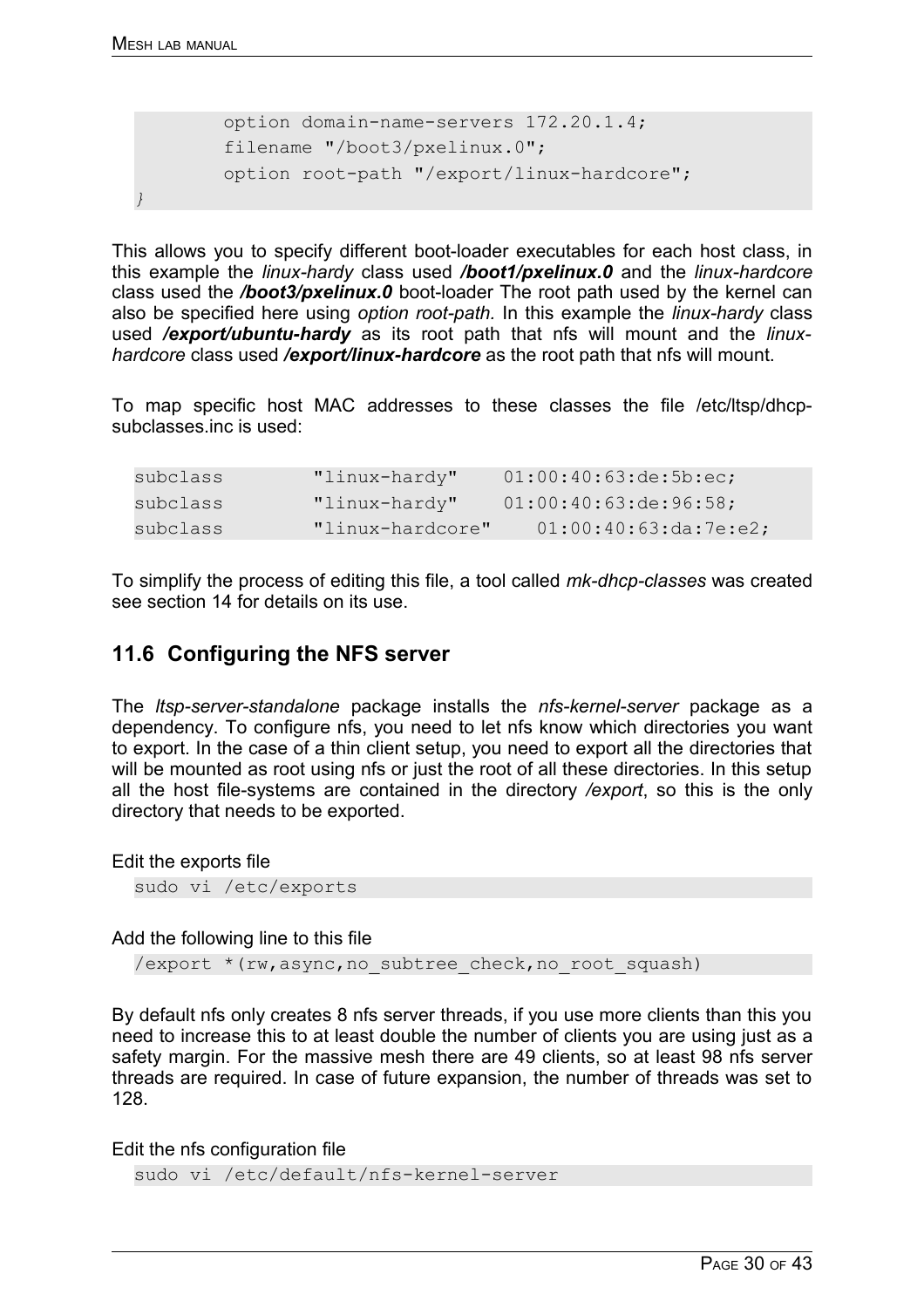```
        option domain-name-servers 172.20.1.4;
        filename "/boot3/pxelinux.0";
        option root-path "/export/linux-hardcore";
}
```

This allows you to specify different boot-loader executables for each host class, in this example the *linux-hardy* class used ***/boot1/pxelinux.0*** and the *linux-hardcore* class used the ***/boot3/pxelinux.0*** boot-loader The root path used by the kernel can also be specified here using *option root-path.* In this example the *linux-hardy* class used ***/export/ubuntu-hardy*** as its root path that nfs will mount and the *linux-hardcore* class used ***/export/linux-hardcore*** as the root path that nfs will mount.

To map specific host MAC addresses to these classes the file /etc/ltsp/dhcp-subclasses.inc is used:

```
subclass        "linux-hardy"     01:00:40:63:de:5b:ec;
subclass        "linux-hardy"     01:00:40:63:de:96:58;
subclass        "linux-hardcore"     01:00:40:63:da:7e:e2;
```

To simplify the process of editing this file, a tool called *mk-dhcp-classes* was created see section 14 for details on its use.

## 11.6 Configuring the NFS server

The *ltsp-server-standalone* package installs the *nfs-kernel-server* package as a dependency. To configure nfs, you need to let nfs know which directories you want to export. In the case of a thin client setup, you need to export all the directories that will be mounted as root using nfs or just the root of all these directories. In this setup all the host file-systems are contained in the directory */export*, so this is the only directory that needs to be exported.

Edit the exports file

```
sudo vi /etc/exports
```

Add the following line to this file

```
/export *(rw,async,no_subtree_check,no_root_squash)
```

By default nfs only creates 8 nfs server threads, if you use more clients than this you need to increase this to at least double the number of clients you are using just as a safety margin. For the massive mesh there are 49 clients, so at least 98 nfs server threads are required. In case of future expansion, the number of threads was set to 128.

Edit the nfs configuration file

```
sudo vi /etc/default/nfs-kernel-server
```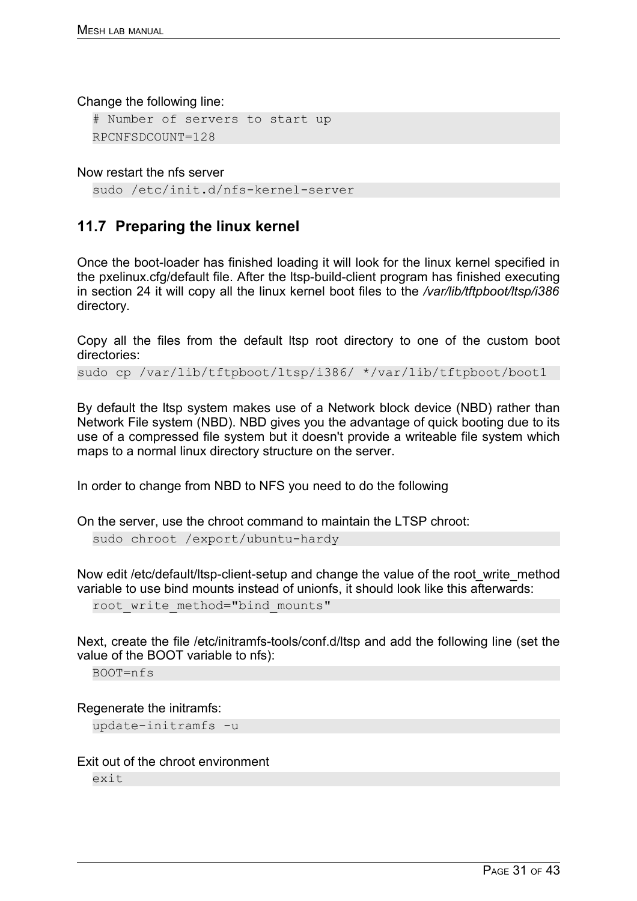Change the following line:

```
# Number of servers to start up
RPCNFSDCOUNT=128
```

Now restart the nfs server

```
sudo /etc/init.d/nfs-kernel-server
```

## 11.7 Preparing the linux kernel

Once the boot-loader has finished loading it will look for the linux kernel specified in the pxelinux.cfg/default file. After the ltsp-build-client program has finished executing in section 24 it will copy all the linux kernel boot files to the */var/lib/tftpboot/ltsp/i386* directory.

Copy all the files from the default ltsp root directory to one of the custom boot directories:

```
sudo cp /var/lib/tftpboot/ltsp/i386/ */var/lib/tftpboot/boot1
```

By default the ltsp system makes use of a Network block device (NBD) rather than Network File system (NBD). NBD gives you the advantage of quick booting due to its use of a compressed file system but it doesn't provide a writeable file system which maps to a normal linux directory structure on the server.

In order to change from NBD to NFS you need to do the following

On the server, use the chroot command to maintain the LTSP chroot:

```
sudo chroot /export/ubuntu-hardy
```

Now edit /etc/default/ltsp-client-setup and change the value of the root_write_method variable to use bind mounts instead of unionfs, it should look like this afterwards:

```
root_write_method="bind_mounts"
```

Next, create the file /etc/initramfs-tools/conf.d/ltsp and add the following line (set the value of the BOOT variable to nfs):

```
BOOT=nfs
```

Regenerate the initramfs:

```
update-initramfs -u
```

Exit out of the chroot environment

```
exit
```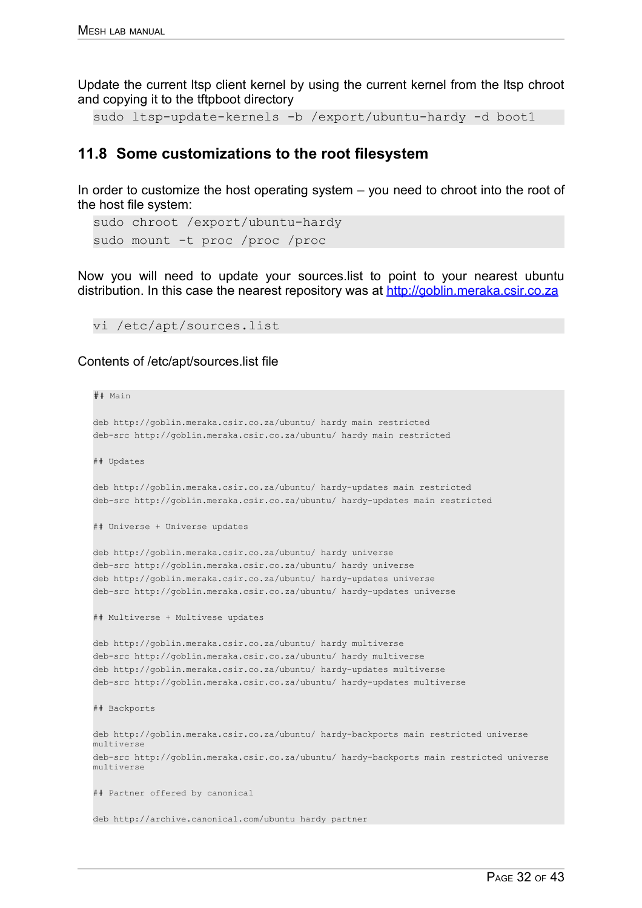Update the current ltsp client kernel by using the current kernel from the ltsp chroot and copying it to the tftpboot directory

```
sudo ltsp-update-kernels -b /export/ubuntu-hardy -d boot1
```

## 11.8 Some customizations to the root filesystem

In order to customize the host operating system – you need to chroot into the root of the host file system:

```
sudo chroot /export/ubuntu-hardy
sudo mount -t proc /proc /proc
```

Now you will need to update your sources.list to point to your nearest ubuntu distribution. In this case the nearest repository was at http://goblin.meraka.csir.co.za

```
vi /etc/apt/sources.list
```

Contents of /etc/apt/sources.list file

```
## Main

deb http://goblin.meraka.csir.co.za/ubuntu/ hardy main restricted
deb-src http://goblin.meraka.csir.co.za/ubuntu/ hardy main restricted

## Updates

deb http://goblin.meraka.csir.co.za/ubuntu/ hardy-updates main restricted
deb-src http://goblin.meraka.csir.co.za/ubuntu/ hardy-updates main restricted

## Universe + Universe updates

deb http://goblin.meraka.csir.co.za/ubuntu/ hardy universe
deb-src http://goblin.meraka.csir.co.za/ubuntu/ hardy universe
deb http://goblin.meraka.csir.co.za/ubuntu/ hardy-updates universe
deb-src http://goblin.meraka.csir.co.za/ubuntu/ hardy-updates universe

## Multiverse + Multivese updates

deb http://goblin.meraka.csir.co.za/ubuntu/ hardy multiverse
deb-src http://goblin.meraka.csir.co.za/ubuntu/ hardy multiverse
deb http://goblin.meraka.csir.co.za/ubuntu/ hardy-updates multiverse
deb-src http://goblin.meraka.csir.co.za/ubuntu/ hardy-updates multiverse

## Backports

deb http://goblin.meraka.csir.co.za/ubuntu/ hardy-backports main restricted universe
multiverse
deb-src http://goblin.meraka.csir.co.za/ubuntu/ hardy-backports main restricted universe
multiverse

## Partner offered by canonical

deb http://archive.canonical.com/ubuntu hardy partner
```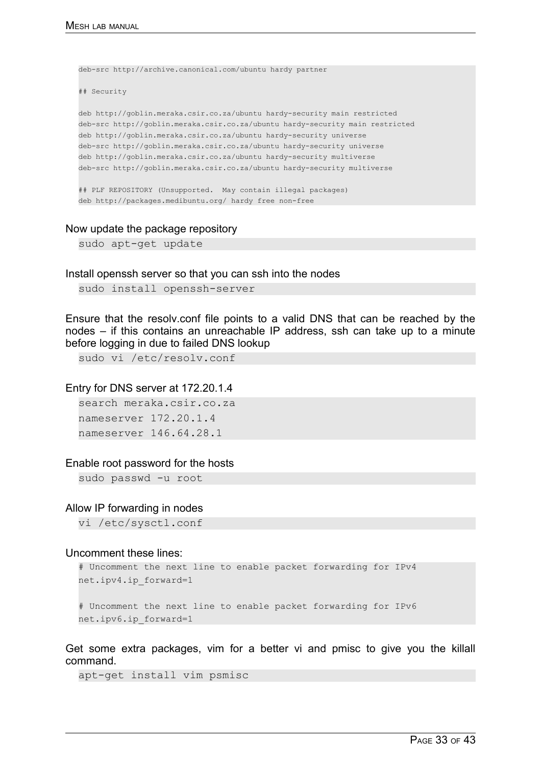```
deb-src http://archive.canonical.com/ubuntu hardy partner

## Security

deb http://goblin.meraka.csir.co.za/ubuntu hardy-security main restricted
deb-src http://goblin.meraka.csir.co.za/ubuntu hardy-security main restricted
deb http://goblin.meraka.csir.co.za/ubuntu hardy-security universe
deb-src http://goblin.meraka.csir.co.za/ubuntu hardy-security universe
deb http://goblin.meraka.csir.co.za/ubuntu hardy-security multiverse
deb-src http://goblin.meraka.csir.co.za/ubuntu hardy-security multiverse

## PLF REPOSITORY (Unsupported.  May contain illegal packages)
deb http://packages.medibuntu.org/ hardy free non-free
```

Now update the package repository

```
sudo apt-get update
```

Install openssh server so that you can ssh into the nodes

```
sudo install openssh-server
```

Ensure that the resolv.conf file points to a valid DNS that can be reached by the nodes – if this contains an unreachable IP address, ssh can take up to a minute before logging in due to failed DNS lookup

```
sudo vi /etc/resolv.conf
```

Entry for DNS server at 172.20.1.4

```
search meraka.csir.co.za
nameserver 172.20.1.4
nameserver 146.64.28.1
```

Enable root password for the hosts

```
sudo passwd -u root
```

Allow IP forwarding in nodes

```
vi /etc/sysctl.conf
```

Uncomment these lines:

```
# Uncomment the next line to enable packet forwarding for IPv4
net.ipv4.ip_forward=1

# Uncomment the next line to enable packet forwarding for IPv6
net.ipv6.ip_forward=1
```

Get some extra packages, vim for a better vi and pmisc to give you the killall command.

```
apt-get install vim psmisc
```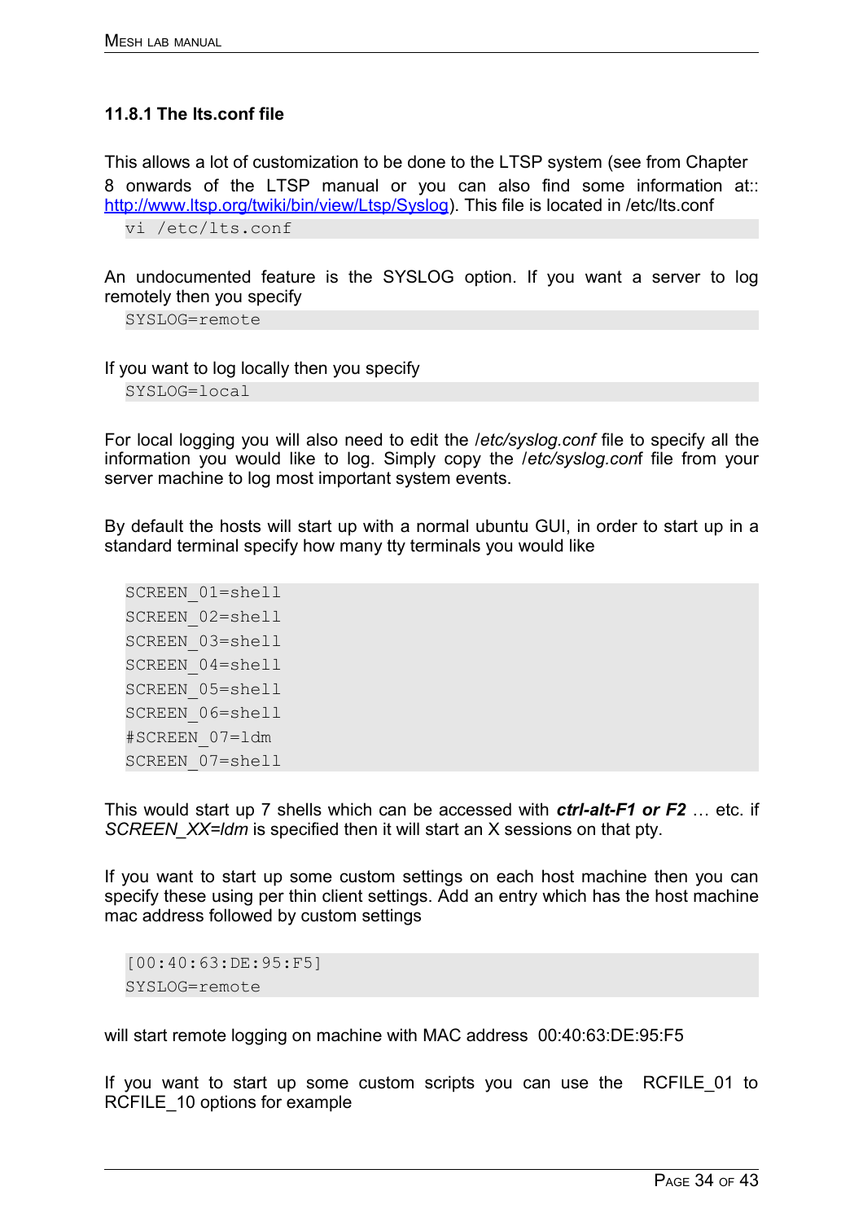### 11.8.1 The lts.conf file

This allows a lot of customization to be done to the LTSP system (see from Chapter 8 onwards of the LTSP manual or you can also find some information at:: [http://www.ltsp.org/twiki/bin/view/Ltsp/Syslog](http://www.ltsp.org/twiki/bin/view/Ltsp/Syslog)). This file is located in /etc/lts.conf

```
vi /etc/lts.conf
```

An undocumented feature is the SYSLOG option. If you want a server to log remotely then you specify

```
SYSLOG=remote
```

If you want to log locally then you specify

```
SYSLOG=local
```

For local logging you will also need to edit the */etc/syslog.conf* file to specify all the information you would like to log. Simply copy the */etc/syslog.conf* file from your server machine to log most important system events.

By default the hosts will start up with a normal ubuntu GUI, in order to start up in a standard terminal specify how many tty terminals you would like

```
SCREEN_01=shell
SCREEN_02=shell
SCREEN_03=shell
SCREEN_04=shell
SCREEN_05=shell
SCREEN_06=shell
#SCREEN_07=ldm
SCREEN_07=shell
```

This would start up 7 shells which can be accessed with ***ctrl-alt-F1 or F2*** … etc. if *SCREEN_XX=ldm* is specified then it will start an X sessions on that pty.

If you want to start up some custom settings on each host machine then you can specify these using per thin client settings. Add an entry which has the host machine mac address followed by custom settings

```
[00:40:63:DE:95:F5]
SYSLOG=remote
```

will start remote logging on machine with MAC address 00:40:63:DE:95:F5

If you want to start up some custom scripts you can use the RCFILE_01 to RCFILE_10 options for example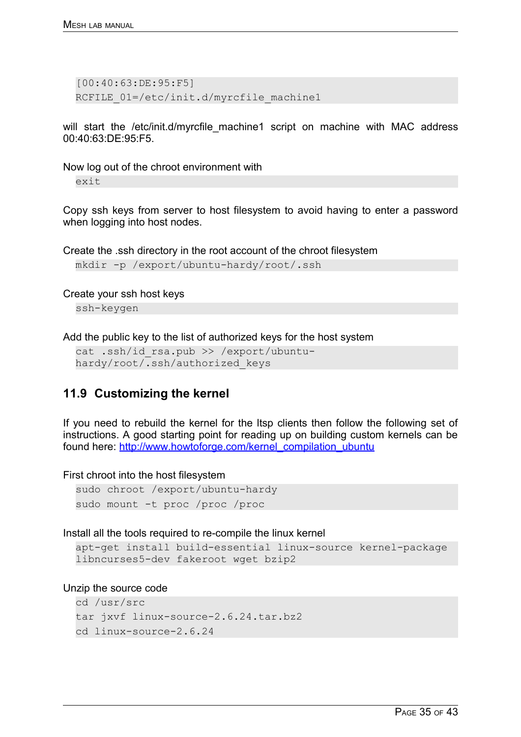```
[00:40:63:DE:95:F5]
RCFILE_01=/etc/init.d/myrcfile_machine1
```

will start the /etc/init.d/myrcfile_machine1 script on machine with MAC address 00:40:63:DE:95:F5.

Now log out of the chroot environment with

```
exit
```

Copy ssh keys from server to host filesystem to avoid having to enter a password when logging into host nodes.

Create the .ssh directory in the root account of the chroot filesystem

```
mkdir -p /export/ubuntu-hardy/root/.ssh
```

Create your ssh host keys

```
ssh-keygen
```

Add the public key to the list of authorized keys for the host system

```
cat .ssh/id_rsa.pub >> /export/ubuntu-hardy/root/.ssh/authorized_keys
```

## 11.9 Customizing the kernel

If you need to rebuild the kernel for the ltsp clients then follow the following set of instructions. A good starting point for reading up on building custom kernels can be found here: [http://www.howtoforge.com/kernel_compilation_ubuntu](http://www.howtoforge.com/kernel_compilation_ubuntu)

First chroot into the host filesystem

```
sudo chroot /export/ubuntu-hardy
sudo mount -t proc /proc /proc
```

Install all the tools required to re-compile the linux kernel

```
apt-get install build-essential linux-source kernel-package libncurses5-dev fakeroot wget bzip2
```

Unzip the source code

```
cd /usr/src
tar jxvf linux-source-2.6.24.tar.bz2
cd linux-source-2.6.24
```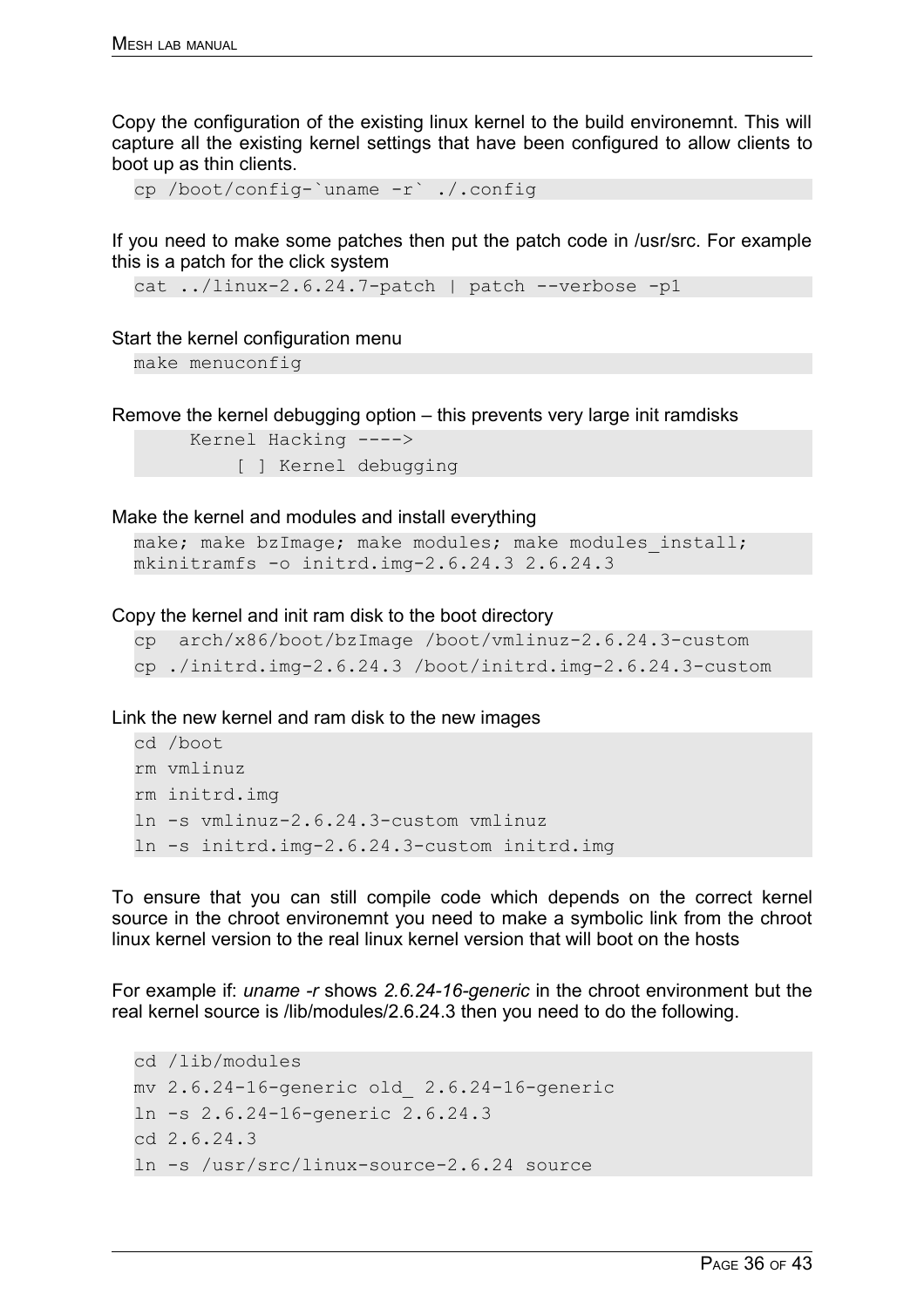Copy the configuration of the existing linux kernel to the build environemnt. This will capture all the existing kernel settings that have been configured to allow clients to boot up as thin clients.

```
cp /boot/config-`uname -r` ./.config
```

If you need to make some patches then put the patch code in /usr/src. For example this is a patch for the click system

```
cat ../linux-2.6.24.7-patch | patch --verbose -p1
```

Start the kernel configuration menu

```
make menuconfig
```

Remove the kernel debugging option – this prevents very large init ramdisks

```
     Kernel Hacking ---->
         [ ] Kernel debugging
```

Make the kernel and modules and install everything

```
make; make bzImage; make modules; make modules_install;
mkinitramfs -o initrd.img-2.6.24.3 2.6.24.3
```

Copy the kernel and init ram disk to the boot directory

```
cp  arch/x86/boot/bzImage /boot/vmlinuz-2.6.24.3-custom
cp ./initrd.img-2.6.24.3 /boot/initrd.img-2.6.24.3-custom
```

Link the new kernel and ram disk to the new images

```
cd /boot
rm vmlinuz
rm initrd.img
ln -s vmlinuz-2.6.24.3-custom vmlinuz
ln -s initrd.img-2.6.24.3-custom initrd.img
```

To ensure that you can still compile code which depends on the correct kernel source in the chroot environemnt you need to make a symbolic link from the chroot linux kernel version to the real linux kernel version that will boot on the hosts

For example if: *uname -r* shows *2.6.24-16-generic* in the chroot environment but the real kernel source is /lib/modules/2.6.24.3 then you need to do the following.

```
cd /lib/modules
mv 2.6.24-16-generic old_ 2.6.24-16-generic
ln -s 2.6.24-16-generic 2.6.24.3
cd 2.6.24.3
ln -s /usr/src/linux-source-2.6.24 source
```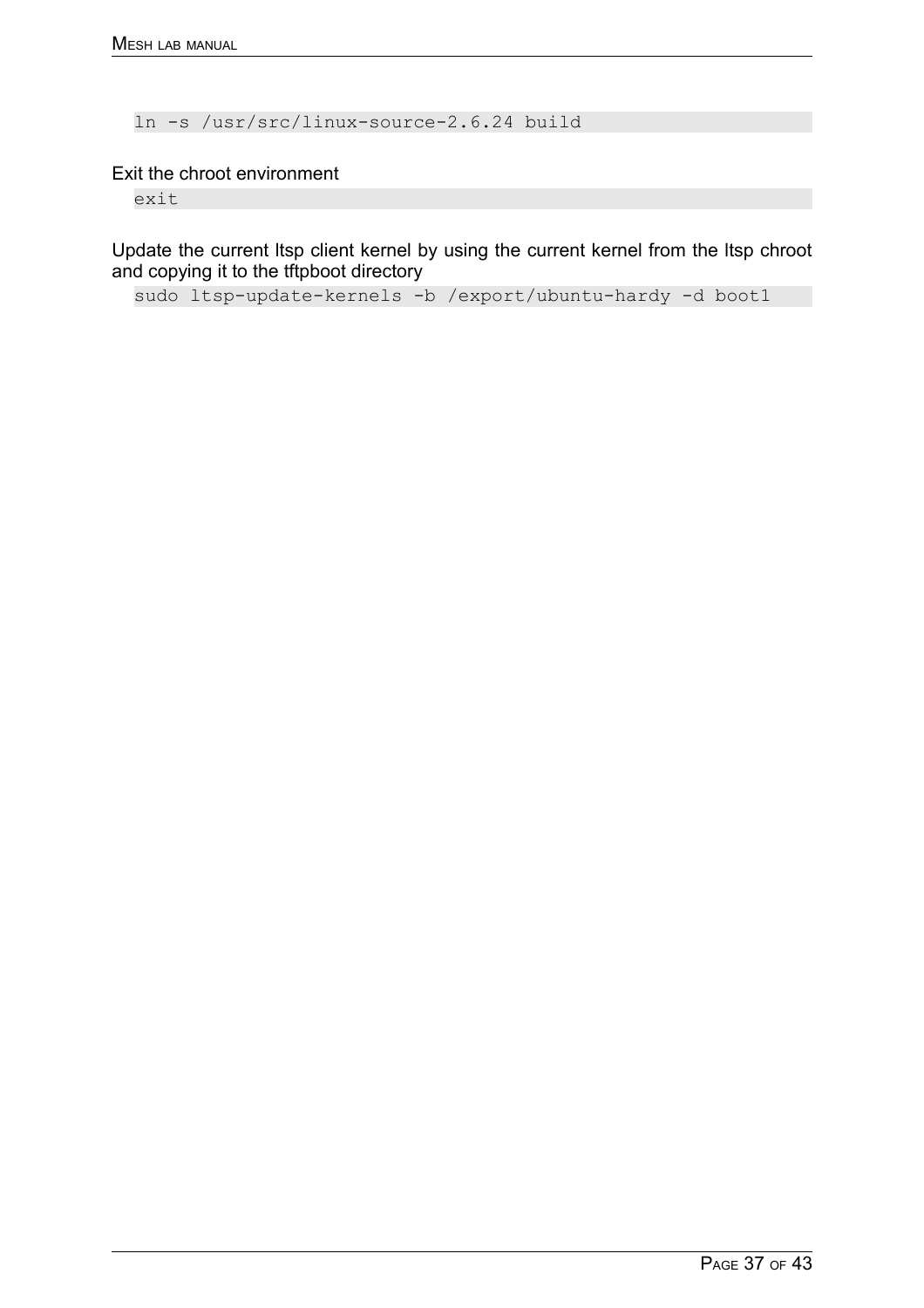```
ln -s /usr/src/linux-source-2.6.24 build
```

Exit the chroot environment

```
exit
```

Update the current ltsp client kernel by using the current kernel from the ltsp chroot and copying it to the tftpboot directory

```
sudo ltsp-update-kernels -b /export/ubuntu-hardy -d boot1
```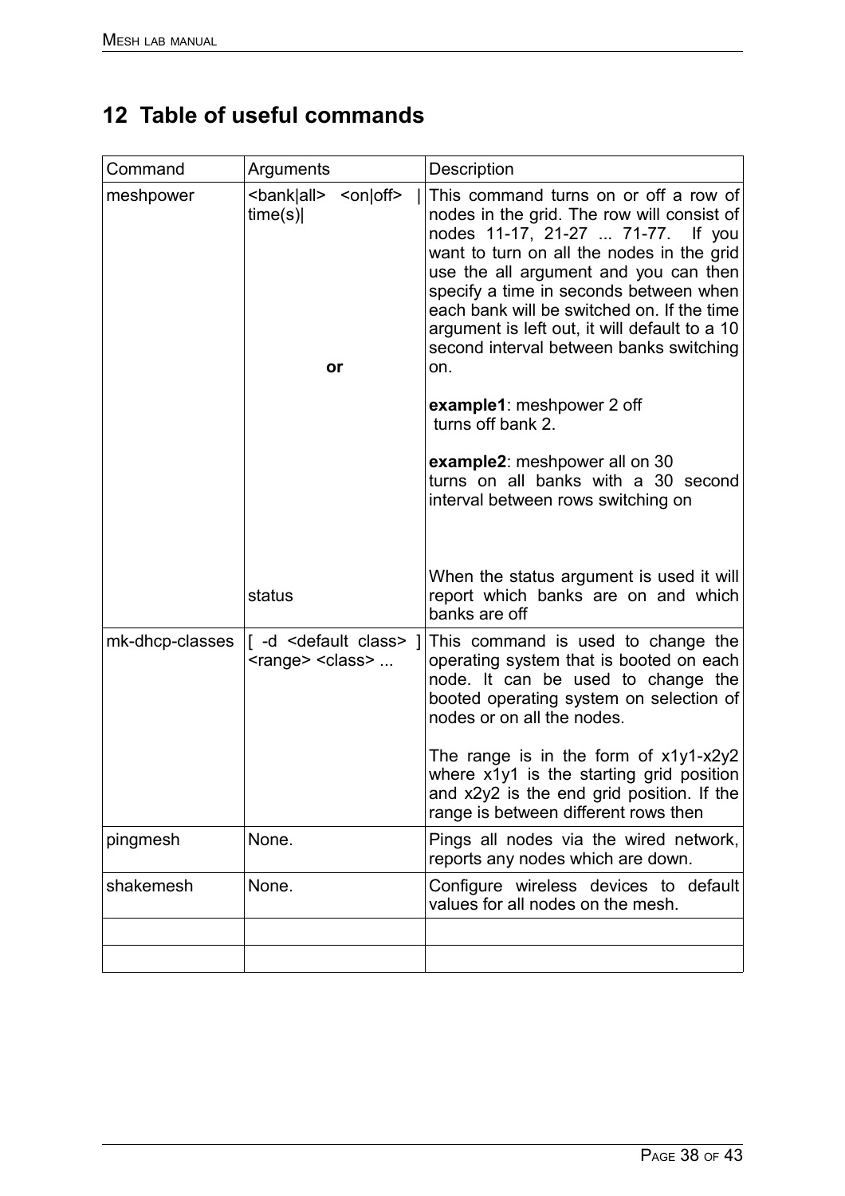# 12 Table of useful commands

| Command | Arguments | Description |
|---|---|---|
| meshpower | <bank\|all> <on\|off> \| time(s)\| <br><br> **or** <br><br> status | This command turns on or off a row of nodes in the grid. The row will consist of nodes 11-17, 21-27 ... 71-77. If you want to turn on all the nodes in the grid use the all argument and you can then specify a time in seconds between when each bank will be switched on. If the time argument is left out, it will default to a 10 second interval between banks switching on. <br><br> **example1**: meshpower 2 off <br> turns off bank 2. <br><br> **example2**: meshpower all on 30 <br> turns on all banks with a 30 second interval between rows switching on <br><br> When the status argument is used it will report which banks are on and which banks are off |
| mk-dhcp-classes | [ -d <default class> ] <range> <class> ... | This command is used to change the operating system that is booted on each node. It can be used to change the booted operating system on selection of nodes or on all the nodes. <br><br> The range is in the form of x1y1-x2y2 where x1y1 is the starting grid position and x2y2 is the end grid position. If the range is between different rows then |
| pingmesh | None. | Pings all nodes via the wired network, reports any nodes which are down. |
| shakemesh | None. | Configure wireless devices to default values for all nodes on the mesh. |
| | | |
| | | |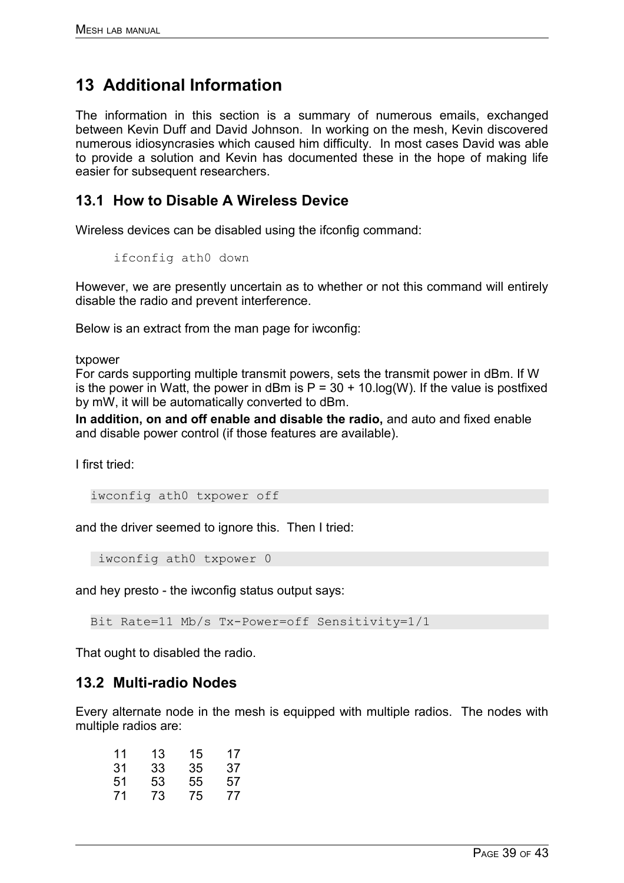# 13 Additional Information

The information in this section is a summary of numerous emails, exchanged between Kevin Duff and David Johnson. In working on the mesh, Kevin discovered numerous idiosyncrasies which caused him difficulty. In most cases David was able to provide a solution and Kevin has documented these in the hope of making life easier for subsequent researchers.

## 13.1 How to Disable A Wireless Device

Wireless devices can be disabled using the ifconfig command:

```
ifconfig ath0 down
```

However, we are presently uncertain as to whether or not this command will entirely disable the radio and prevent interference.

Below is an extract from the man page for iwconfig:

txpower
For cards supporting multiple transmit powers, sets the transmit power in dBm. If W is the power in Watt, the power in dBm is P = 30 + 10.log(W). If the value is postfixed by mW, it will be automatically converted to dBm.

**In addition, on and off enable and disable the radio,** and auto and fixed enable and disable power control (if those features are available).

I first tried:

```
iwconfig ath0 txpower off
```

and the driver seemed to ignore this. Then I tried:

```
iwconfig ath0 txpower 0
```

and hey presto - the iwconfig status output says:

```
Bit Rate=11 Mb/s Tx-Power=off Sensitivity=1/1
```

That ought to disabled the radio.

## 13.2 Multi-radio Nodes

Every alternate node in the mesh is equipped with multiple radios. The nodes with multiple radios are:

| | | | |
|---|---|---|---|
| 11 | 13 | 15 | 17 |
| 31 | 33 | 35 | 37 |
| 51 | 53 | 55 | 57 |
| 71 | 73 | 75 | 77 |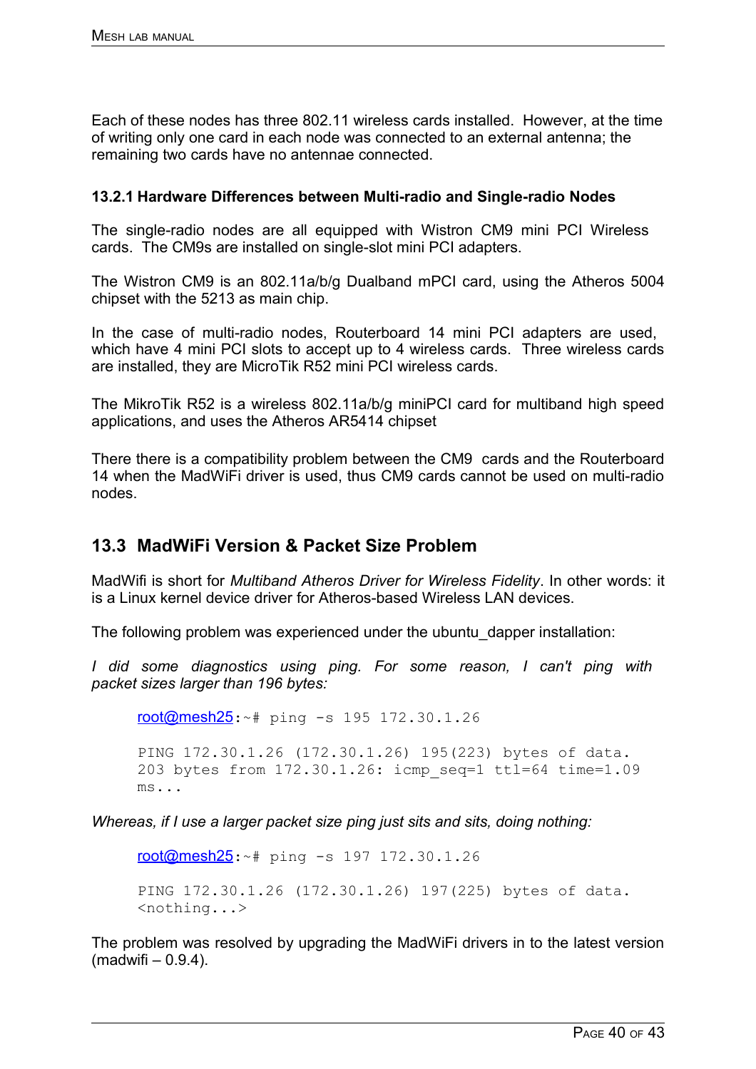Each of these nodes has three 802.11 wireless cards installed. However, at the time of writing only one card in each node was connected to an external antenna; the remaining two cards have no antennae connected.

#### 13.2.1 Hardware Differences between Multi-radio and Single-radio Nodes

The single-radio nodes are all equipped with Wistron CM9 mini PCI Wireless cards. The CM9s are installed on single-slot mini PCI adapters.

The Wistron CM9 is an 802.11a/b/g Dualband mPCI card, using the Atheros 5004 chipset with the 5213 as main chip.

In the case of multi-radio nodes, Routerboard 14 mini PCI adapters are used, which have 4 mini PCI slots to accept up to 4 wireless cards. Three wireless cards are installed, they are MicroTik R52 mini PCI wireless cards.

The MikroTik R52 is a wireless 802.11a/b/g miniPCI card for multiband high speed applications, and uses the Atheros AR5414 chipset

There there is a compatibility problem between the CM9 cards and the Routerboard 14 when the MadWiFi driver is used, thus CM9 cards cannot be used on multi-radio nodes.

### 13.3 MadWiFi Version & Packet Size Problem

MadWifi is short for *Multiband Atheros Driver for Wireless Fidelity*. In other words: it is a Linux kernel device driver for Atheros-based Wireless LAN devices.

The following problem was experienced under the ubuntu_dapper installation:

*I did some diagnostics using ping. For some reason, I can't ping with packet sizes larger than 196 bytes:*

```
root@mesh25:~# ping -s 195 172.30.1.26

PING 172.30.1.26 (172.30.1.26) 195(223) bytes of data.
203 bytes from 172.30.1.26: icmp_seq=1 ttl=64 time=1.09
ms...
```

*Whereas, if I use a larger packet size ping just sits and sits, doing nothing:*

```
root@mesh25:~# ping -s 197 172.30.1.26

PING 172.30.1.26 (172.30.1.26) 197(225) bytes of data.
<nothing...>
```

The problem was resolved by upgrading the MadWiFi drivers in to the latest version (madwifi – 0.9.4).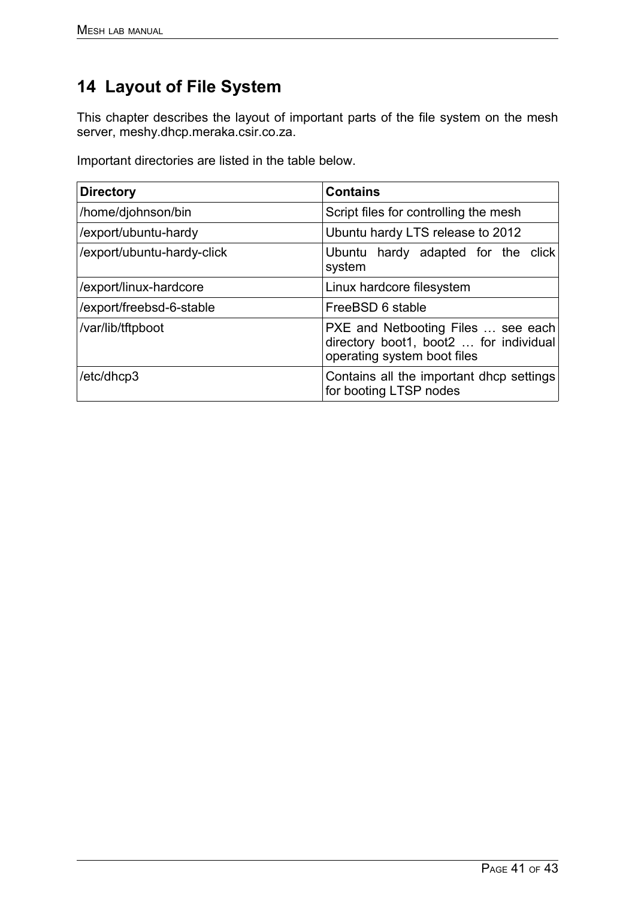# 14 Layout of File System

This chapter describes the layout of important parts of the file system on the mesh server, meshy.dhcp.meraka.csir.co.za.

Important directories are listed in the table below.

| Directory | Contains |
|---|---|
| /home/djohnson/bin | Script files for controlling the mesh |
| /export/ubuntu-hardy | Ubuntu hardy LTS release to 2012 |
| /export/ubuntu-hardy-click | Ubuntu hardy adapted for the click system |
| /export/linux-hardcore | Linux hardcore filesystem |
| /export/freebsd-6-stable | FreeBSD 6 stable |
| /var/lib/tftpboot | PXE and Netbooting Files … see each directory boot1, boot2 … for individual operating system boot files |
| /etc/dhcp3 | Contains all the important dhcp settings for booting LTSP nodes |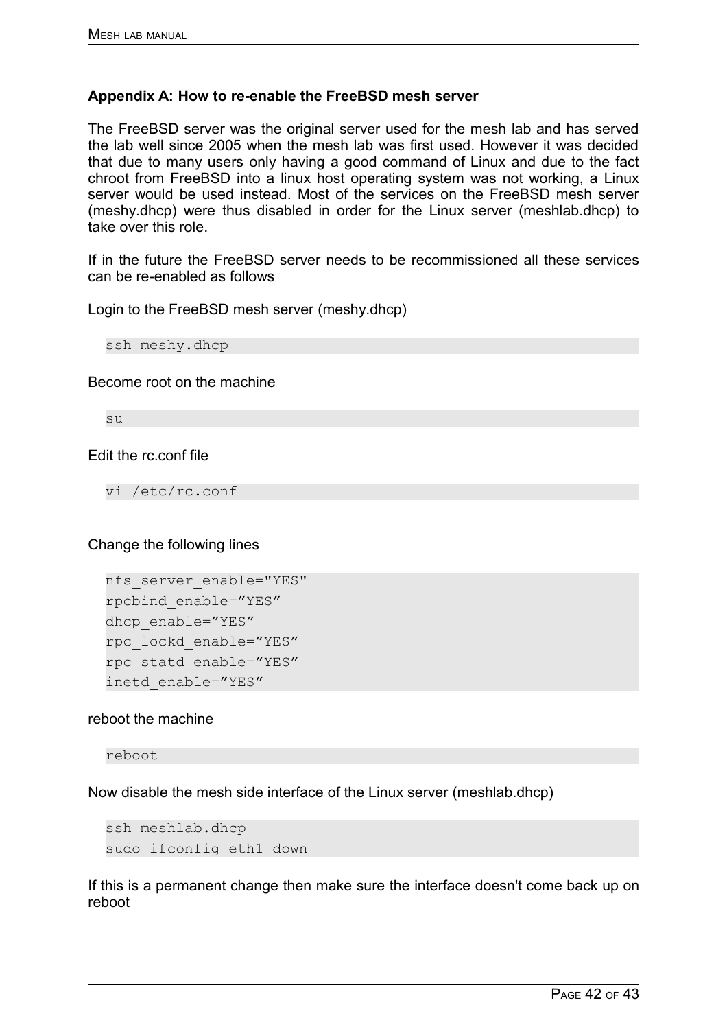**Appendix A: How to re-enable the FreeBSD mesh server**

The FreeBSD server was the original server used for the mesh lab and has served the lab well since 2005 when the mesh lab was first used. However it was decided that due to many users only having a good command of Linux and due to the fact chroot from FreeBSD into a linux host operating system was not working, a Linux server would be used instead. Most of the services on the FreeBSD mesh server (meshy.dhcp) were thus disabled in order for the Linux server (meshlab.dhcp) to take over this role.

If in the future the FreeBSD server needs to be recommissioned all these services can be re-enabled as follows

Login to the FreeBSD mesh server (meshy.dhcp)

```
ssh meshy.dhcp
```

Become root on the machine

```
su
```

Edit the rc.conf file

```
vi /etc/rc.conf
```

Change the following lines

```
nfs_server_enable="YES"
rpcbind_enable="YES"
dhcp_enable="YES"
rpc_lockd_enable="YES"
rpc_statd_enable="YES"
inetd_enable="YES"
```

reboot the machine

```
reboot
```

Now disable the mesh side interface of the Linux server (meshlab.dhcp)

```
ssh meshlab.dhcp
sudo ifconfig eth1 down
```

If this is a permanent change then make sure the interface doesn't come back up on reboot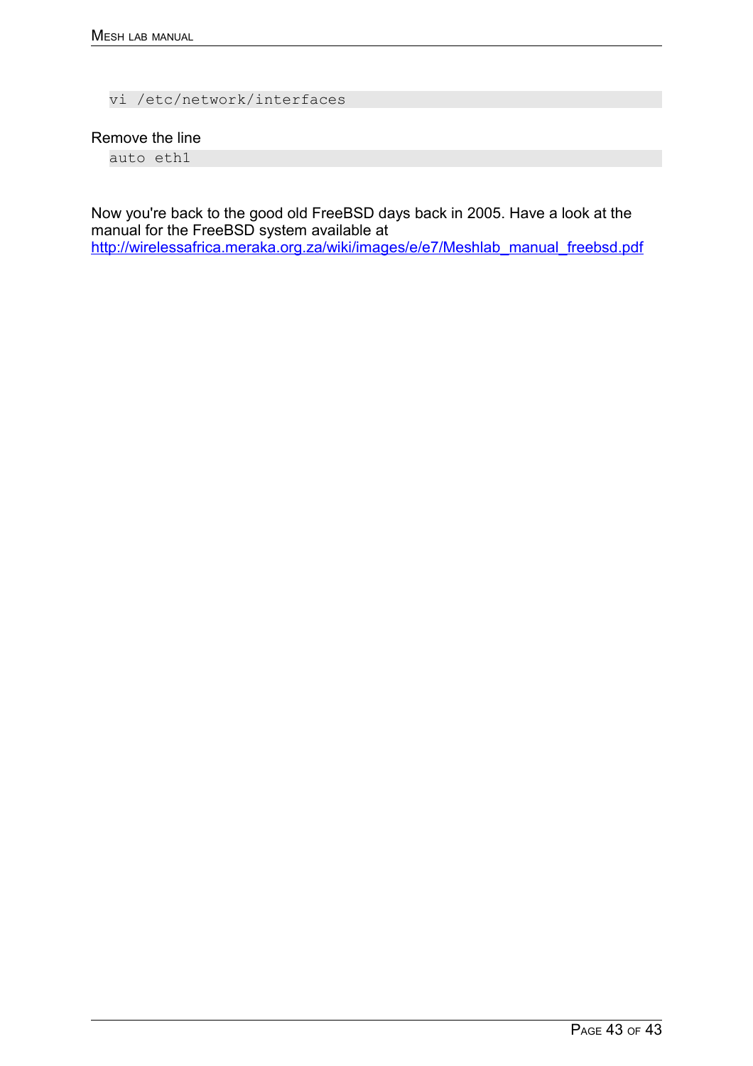```
vi /etc/network/interfaces
```

Remove the line

```
auto eth1
```

Now you're back to the good old FreeBSD days back in 2005. Have a look at the manual for the FreeBSD system available at http://wirelessafrica.meraka.org.za/wiki/images/e/e7/Meshlab_manual_freebsd.pdf